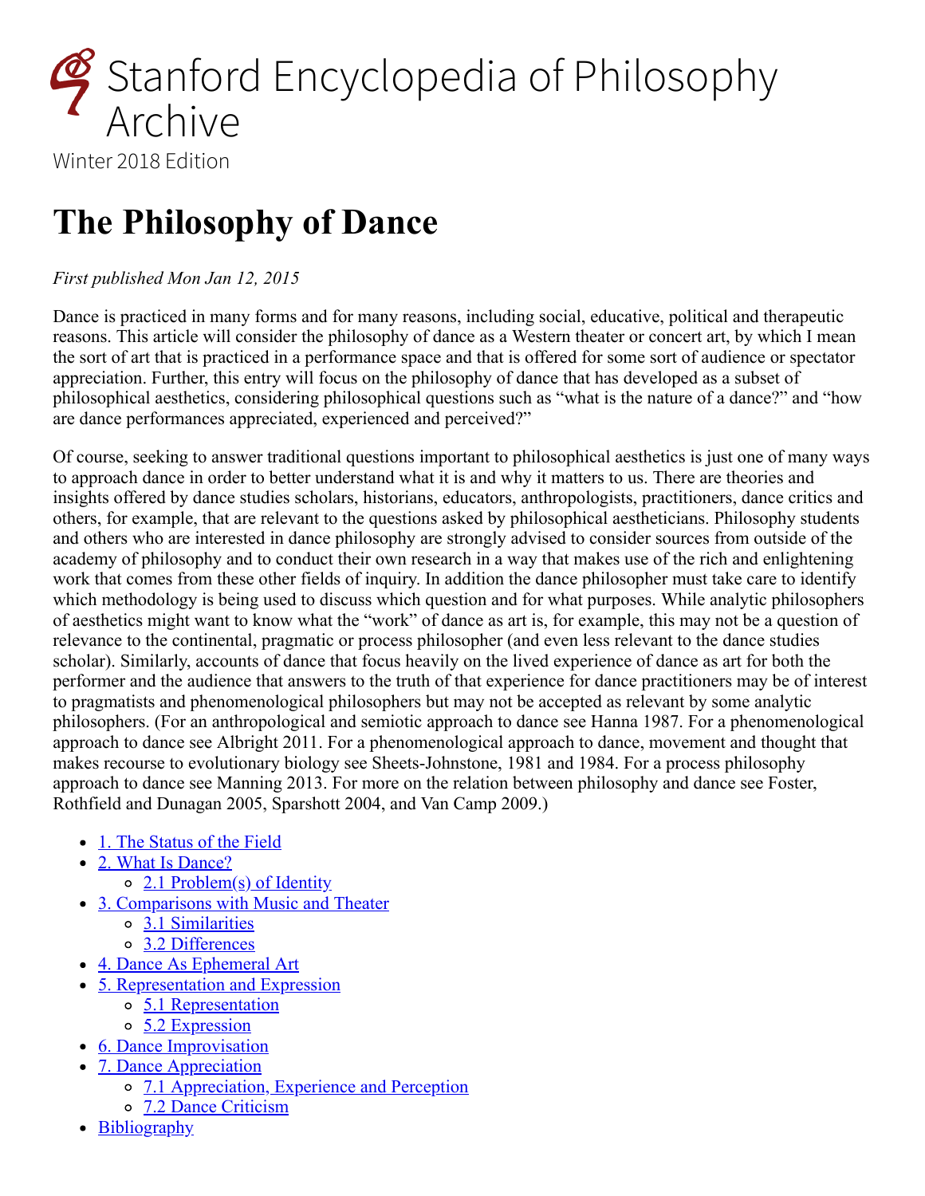# Stanford Encyclopedia of Philosophy Archive

Winter 2018 Edition

# The Philosophy of Dance

*First published Mon Jan 12, 2015*

Dance is practiced in many forms and for many reasons, including social, educative, political and therapeutic reasons. This article will consider the philosophy of dance as a Western theater or concert art, by which I mean the sort of art that is practiced in a performance space and that is offered for some sort of audience or spectator appreciation. Further, this entry will focus on the philosophy of dance that has developed as a subset of philosophical aesthetics, considering philosophical questions such as "what is the nature of a dance?" and "how are dance performances appreciated, experienced and perceived?"

Of course, seeking to answer traditional questions important to philosophical aesthetics is just one of many ways to approach dance in order to better understand what it is and why it matters to us. There are theories and insights offered by dance studies scholars, historians, educators, anthropologists, practitioners, dance critics and others, for example, that are relevant to the questions asked by philosophical aestheticians. Philosophy students and others who are interested in dance philosophy are strongly advised to consider sources from outside of the academy of philosophy and to conduct their own research in a way that makes use of the rich and enlightening work that comes from these other fields of inquiry. In addition the dance philosopher must take care to identify which methodology is being used to discuss which question and for what purposes. While analytic philosophers of aesthetics might want to know what the "work" of dance as art is, for example, this may not be a question of relevance to the continental, pragmatic or process philosopher (and even less relevant to the dance studies scholar). Similarly, accounts of dance that focus heavily on the lived experience of dance as art for both the performer and the audience that answers to the truth of that experience for dance practitioners may be of interest to pragmatists and phenomenological philosophers but may not be accepted as relevant by some analytic philosophers. (For an anthropological and semiotic approach to dance see Hanna 1987. For a phenomenological approach to dance see Albright 2011. For a phenomenological approach to dance, movement and thought that makes recourse to evolutionary biology see Sheets-Johnstone, 1981 and 1984. For a process philosophy approach to dance see Manning 2013. For more on the relation between philosophy and dance see Foster, Rothfield and Dunagan 2005, Sparshott 2004, and Van Camp 2009.)

- 1. The Status of the Field
- 2. What Is Dance?
  - 2.1 Problem(s) of Identity
- 3. Comparisons with Music and Theater
  - 3.1 Similarities
  - 3.2 Differences
- 4. Dance As Ephemeral Art
- 5. Representation and Expression
  - 5.1 Representation
  - 5.2 Expression
- 6. Dance Improvisation
- 7. Dance Appreciation
  - 7.1 Appreciation, Experience and Perception
  - 7.2 Dance Criticism
- Bibliography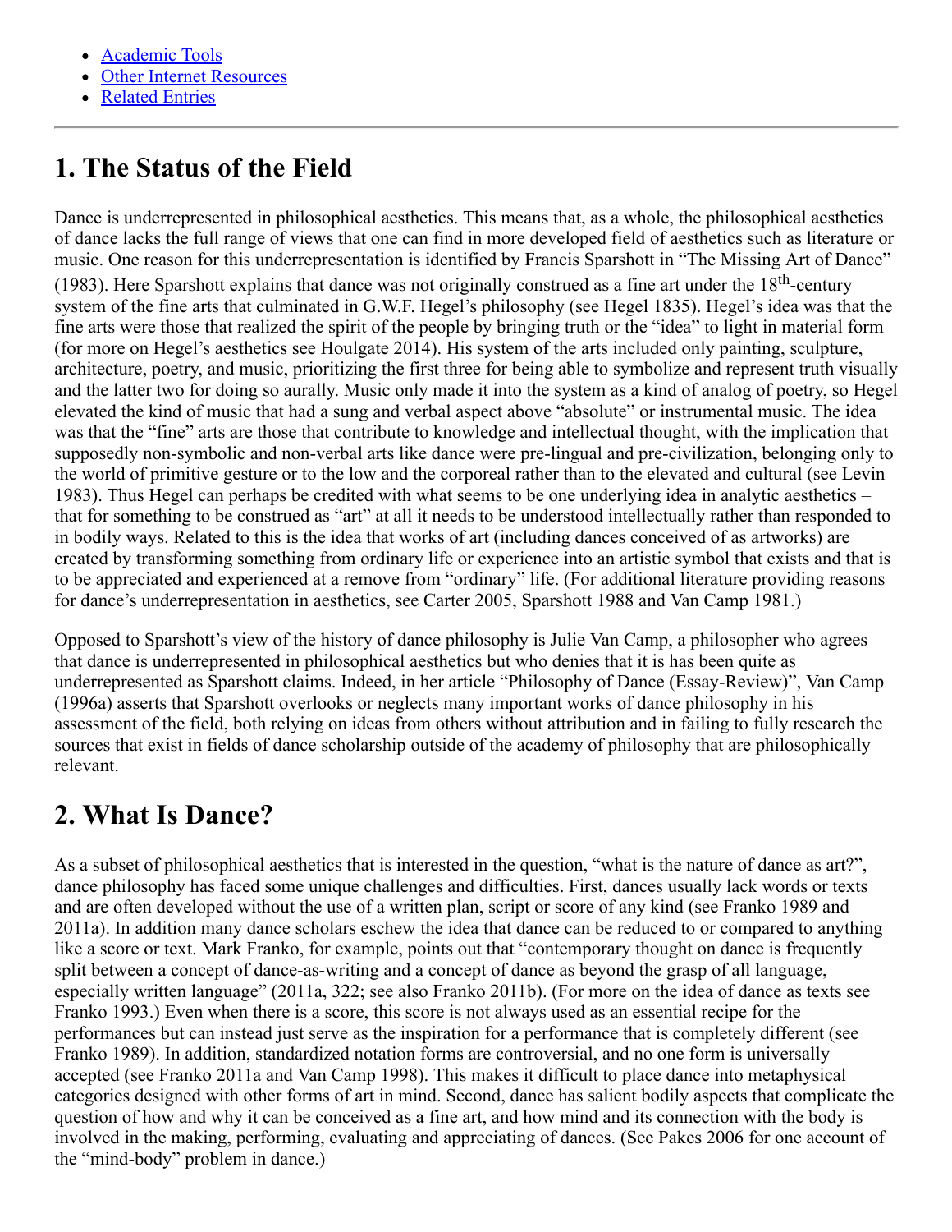- Academic Tools
- Other Internet Resources
- Related Entries

---

## 1. The Status of the Field

Dance is underrepresented in philosophical aesthetics. This means that, as a whole, the philosophical aesthetics of dance lacks the full range of views that one can find in more developed field of aesthetics such as literature or music. One reason for this underrepresentation is identified by Francis Sparshott in "The Missing Art of Dance" (1983). Here Sparshott explains that dance was not originally construed as a fine art under the 18th-century system of the fine arts that culminated in G.W.F. Hegel's philosophy (see Hegel 1835). Hegel's idea was that the fine arts were those that realized the spirit of the people by bringing truth or the "idea" to light in material form (for more on Hegel's aesthetics see Houlgate 2014). His system of the arts included only painting, sculpture, architecture, poetry, and music, prioritizing the first three for being able to symbolize and represent truth visually and the latter two for doing so aurally. Music only made it into the system as a kind of analog of poetry, so Hegel elevated the kind of music that had a sung and verbal aspect above "absolute" or instrumental music. The idea was that the "fine" arts are those that contribute to knowledge and intellectual thought, with the implication that supposedly non-symbolic and non-verbal arts like dance were pre-lingual and pre-civilization, belonging only to the world of primitive gesture or to the low and the corporeal rather than to the elevated and cultural (see Levin 1983). Thus Hegel can perhaps be credited with what seems to be one underlying idea in analytic aesthetics – that for something to be construed as "art" at all it needs to be understood intellectually rather than responded to in bodily ways. Related to this is the idea that works of art (including dances conceived of as artworks) are created by transforming something from ordinary life or experience into an artistic symbol that exists and that is to be appreciated and experienced at a remove from "ordinary" life. (For additional literature providing reasons for dance's underrepresentation in aesthetics, see Carter 2005, Sparshott 1988 and Van Camp 1981.)

Opposed to Sparshott's view of the history of dance philosophy is Julie Van Camp, a philosopher who agrees that dance is underrepresented in philosophical aesthetics but who denies that it is has been quite as underrepresented as Sparshott claims. Indeed, in her article "Philosophy of Dance (Essay-Review)", Van Camp (1996a) asserts that Sparshott overlooks or neglects many important works of dance philosophy in his assessment of the field, both relying on ideas from others without attribution and in failing to fully research the sources that exist in fields of dance scholarship outside of the academy of philosophy that are philosophically relevant.

## 2. What Is Dance?

As a subset of philosophical aesthetics that is interested in the question, "what is the nature of dance as art?", dance philosophy has faced some unique challenges and difficulties. First, dances usually lack words or texts and are often developed without the use of a written plan, script or score of any kind (see Franko 1989 and 2011a). In addition many dance scholars eschew the idea that dance can be reduced to or compared to anything like a score or text. Mark Franko, for example, points out that "contemporary thought on dance is frequently split between a concept of dance-as-writing and a concept of dance as beyond the grasp of all language, especially written language" (2011a, 322; see also Franko 2011b). (For more on the idea of dance as texts see Franko 1993.) Even when there is a score, this score is not always used as an essential recipe for the performances but can instead just serve as the inspiration for a performance that is completely different (see Franko 1989). In addition, standardized notation forms are controversial, and no one form is universally accepted (see Franko 2011a and Van Camp 1998). This makes it difficult to place dance into metaphysical categories designed with other forms of art in mind. Second, dance has salient bodily aspects that complicate the question of how and why it can be conceived as a fine art, and how mind and its connection with the body is involved in the making, performing, evaluating and appreciating of dances. (See Pakes 2006 for one account of the "mind-body" problem in dance.)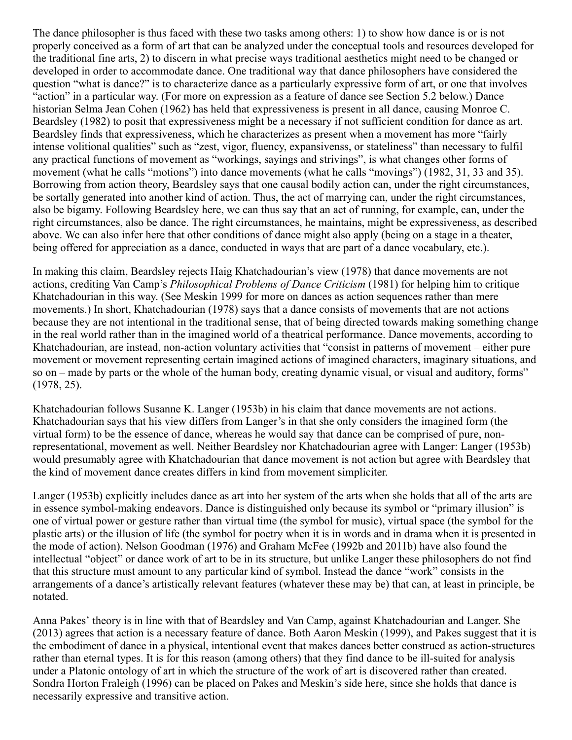The dance philosopher is thus faced with these two tasks among others: 1) to show how dance is or is not properly conceived as a form of art that can be analyzed under the conceptual tools and resources developed for the traditional fine arts, 2) to discern in what precise ways traditional aesthetics might need to be changed or developed in order to accommodate dance. One traditional way that dance philosophers have considered the question "what is dance?" is to characterize dance as a particularly expressive form of art, or one that involves "action" in a particular way. (For more on expression as a feature of dance see Section 5.2 below.) Dance historian Selma Jean Cohen (1962) has held that expressiveness is present in all dance, causing Monroe C. Beardsley (1982) to posit that expressiveness might be a necessary if not sufficient condition for dance as art. Beardsley finds that expressiveness, which he characterizes as present when a movement has more "fairly intense volitional qualities" such as "zest, vigor, fluency, expansivenss, or stateliness" than necessary to fulfil any practical functions of movement as "workings, sayings and strivings", is what changes other forms of movement (what he calls "motions") into dance movements (what he calls "movings") (1982, 31, 33 and 35). Borrowing from action theory, Beardsley says that one causal bodily action can, under the right circumstances, be sortally generated into another kind of action. Thus, the act of marrying can, under the right circumstances, also be bigamy. Following Beardsley here, we can thus say that an act of running, for example, can, under the right circumstances, also be dance. The right circumstances, he maintains, might be expressiveness, as described above. We can also infer here that other conditions of dance might also apply (being on a stage in a theater, being offered for appreciation as a dance, conducted in ways that are part of a dance vocabulary, etc.).

In making this claim, Beardsley rejects Haig Khatchadourian's view (1978) that dance movements are not actions, crediting Van Camp's *Philosophical Problems of Dance Criticism* (1981) for helping him to critique Khatchadourian in this way. (See Meskin 1999 for more on dances as action sequences rather than mere movements.) In short, Khatchadourian (1978) says that a dance consists of movements that are not actions because they are not intentional in the traditional sense, that of being directed towards making something change in the real world rather than in the imagined world of a theatrical performance. Dance movements, according to Khatchadourian, are instead, non-action voluntary activities that "consist in patterns of movement – either pure movement or movement representing certain imagined actions of imagined characters, imaginary situations, and so on – made by parts or the whole of the human body, creating dynamic visual, or visual and auditory, forms" (1978, 25).

Khatchadourian follows Susanne K. Langer (1953b) in his claim that dance movements are not actions. Khatchadourian says that his view differs from Langer's in that she only considers the imagined form (the virtual form) to be the essence of dance, whereas he would say that dance can be comprised of pure, non-representational, movement as well. Neither Beardsley nor Khatchadourian agree with Langer: Langer (1953b) would presumably agree with Khatchadourian that dance movement is not action but agree with Beardsley that the kind of movement dance creates differs in kind from movement simpliciter.

Langer (1953b) explicitly includes dance as art into her system of the arts when she holds that all of the arts are in essence symbol-making endeavors. Dance is distinguished only because its symbol or "primary illusion" is one of virtual power or gesture rather than virtual time (the symbol for music), virtual space (the symbol for the plastic arts) or the illusion of life (the symbol for poetry when it is in words and in drama when it is presented in the mode of action). Nelson Goodman (1976) and Graham McFee (1992b and 2011b) have also found the intellectual "object" or dance work of art to be in its structure, but unlike Langer these philosophers do not find that this structure must amount to any particular kind of symbol. Instead the dance "work" consists in the arrangements of a dance's artistically relevant features (whatever these may be) that can, at least in principle, be notated.

Anna Pakes' theory is in line with that of Beardsley and Van Camp, against Khatchadourian and Langer. She (2013) agrees that action is a necessary feature of dance. Both Aaron Meskin (1999), and Pakes suggest that it is the embodiment of dance in a physical, intentional event that makes dances better construed as action-structures rather than eternal types. It is for this reason (among others) that they find dance to be ill-suited for analysis under a Platonic ontology of art in which the structure of the work of art is discovered rather than created. Sondra Horton Fraleigh (1996) can be placed on Pakes and Meskin's side here, since she holds that dance is necessarily expressive and transitive action.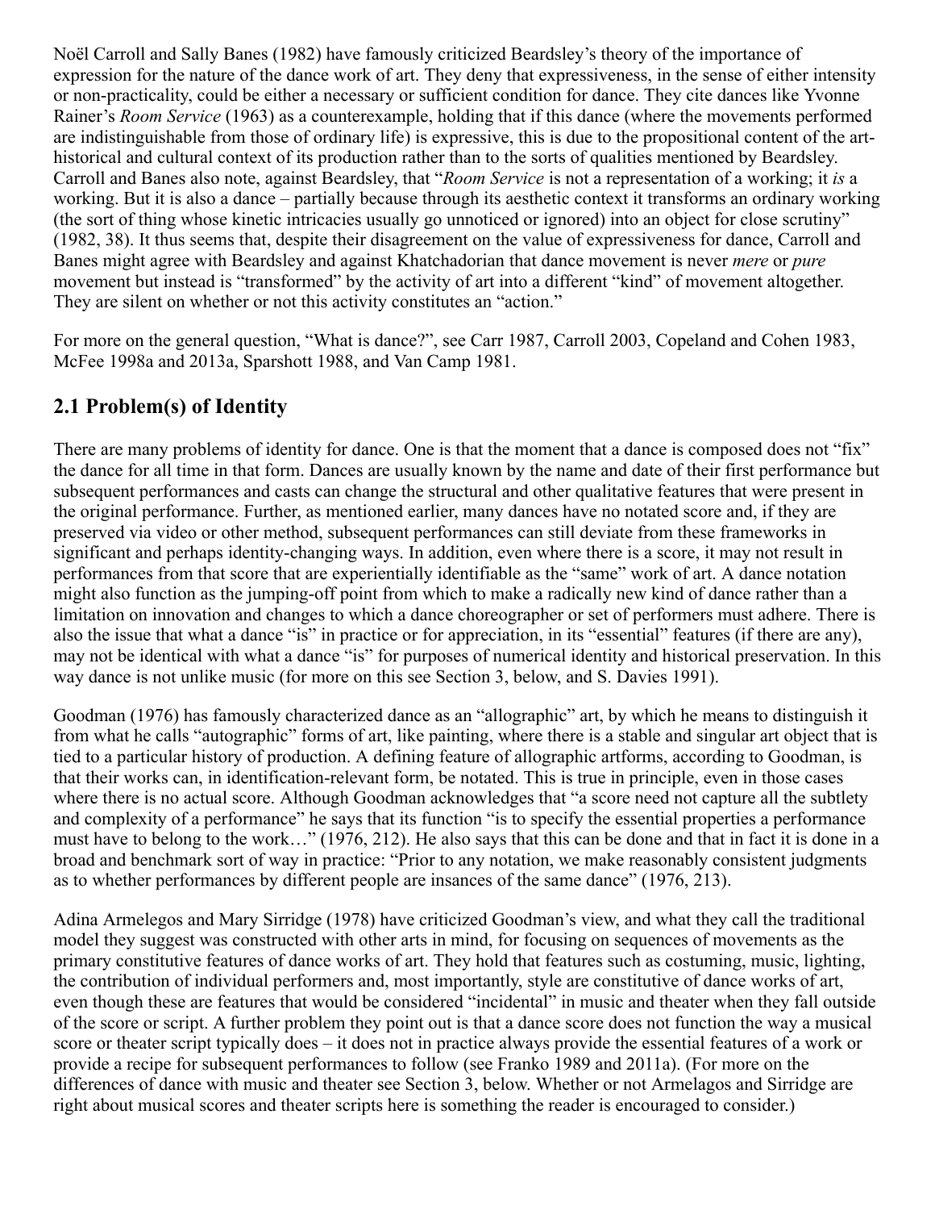Noël Carroll and Sally Banes (1982) have famously criticized Beardsley's theory of the importance of expression for the nature of the dance work of art. They deny that expressiveness, in the sense of either intensity or non-practicality, could be either a necessary or sufficient condition for dance. They cite dances like Yvonne Rainer's *Room Service* (1963) as a counterexample, holding that if this dance (where the movements performed are indistinguishable from those of ordinary life) is expressive, this is due to the propositional content of the art-historical and cultural context of its production rather than to the sorts of qualities mentioned by Beardsley. Carroll and Banes also note, against Beardsley, that "*Room Service* is not a representation of a working; it *is* a working. But it is also a dance – partially because through its aesthetic context it transforms an ordinary working (the sort of thing whose kinetic intricacies usually go unnoticed or ignored) into an object for close scrutiny" (1982, 38). It thus seems that, despite their disagreement on the value of expressiveness for dance, Carroll and Banes might agree with Beardsley and against Khatchadorian that dance movement is never *mere* or *pure* movement but instead is "transformed" by the activity of art into a different "kind" of movement altogether. They are silent on whether or not this activity constitutes an "action."

For more on the general question, "What is dance?", see Carr 1987, Carroll 2003, Copeland and Cohen 1983, McFee 1998a and 2013a, Sparshott 1988, and Van Camp 1981.

## 2.1 Problem(s) of Identity

There are many problems of identity for dance. One is that the moment that a dance is composed does not "fix" the dance for all time in that form. Dances are usually known by the name and date of their first performance but subsequent performances and casts can change the structural and other qualitative features that were present in the original performance. Further, as mentioned earlier, many dances have no notated score and, if they are preserved via video or other method, subsequent performances can still deviate from these frameworks in significant and perhaps identity-changing ways. In addition, even where there is a score, it may not result in performances from that score that are experientially identifiable as the "same" work of art. A dance notation might also function as the jumping-off point from which to make a radically new kind of dance rather than a limitation on innovation and changes to which a dance choreographer or set of performers must adhere. There is also the issue that what a dance "is" in practice or for appreciation, in its "essential" features (if there are any), may not be identical with what a dance "is" for purposes of numerical identity and historical preservation. In this way dance is not unlike music (for more on this see Section 3, below, and S. Davies 1991).

Goodman (1976) has famously characterized dance as an "allographic" art, by which he means to distinguish it from what he calls "autographic" forms of art, like painting, where there is a stable and singular art object that is tied to a particular history of production. A defining feature of allographic artforms, according to Goodman, is that their works can, in identification-relevant form, be notated. This is true in principle, even in those cases where there is no actual score. Although Goodman acknowledges that "a score need not capture all the subtlety and complexity of a performance" he says that its function "is to specify the essential properties a performance must have to belong to the work…" (1976, 212). He also says that this can be done and that in fact it is done in a broad and benchmark sort of way in practice: "Prior to any notation, we make reasonably consistent judgments as to whether performances by different people are insances of the same dance" (1976, 213).

Adina Armelegos and Mary Sirridge (1978) have criticized Goodman's view, and what they call the traditional model they suggest was constructed with other arts in mind, for focusing on sequences of movements as the primary constitutive features of dance works of art. They hold that features such as costuming, music, lighting, the contribution of individual performers and, most importantly, style are constitutive of dance works of art, even though these are features that would be considered "incidental" in music and theater when they fall outside of the score or script. A further problem they point out is that a dance score does not function the way a musical score or theater script typically does – it does not in practice always provide the essential features of a work or provide a recipe for subsequent performances to follow (see Franko 1989 and 2011a). (For more on the differences of dance with music and theater see Section 3, below. Whether or not Armelagos and Sirridge are right about musical scores and theater scripts here is something the reader is encouraged to consider.)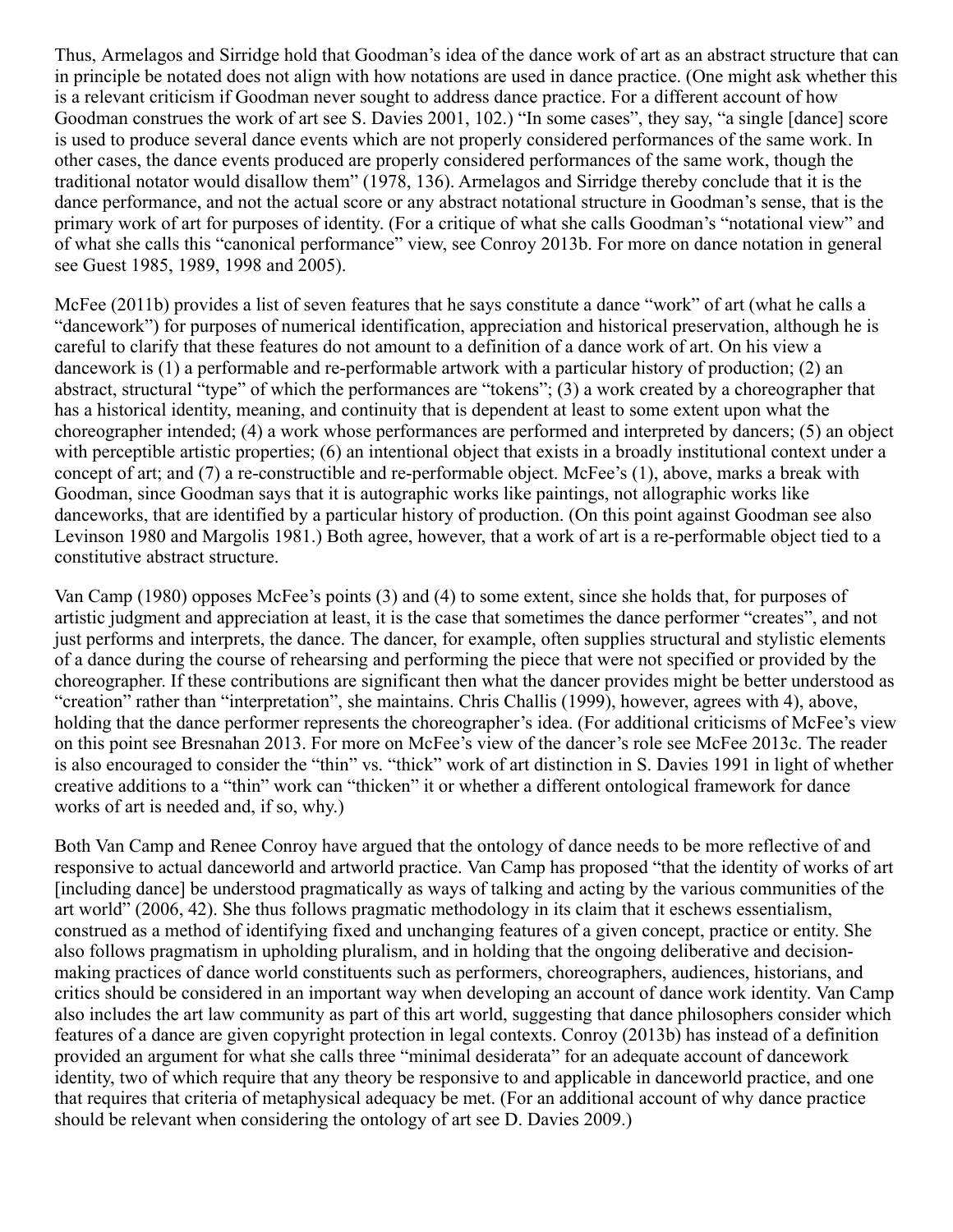Thus, Armelagos and Sirridge hold that Goodman's idea of the dance work of art as an abstract structure that can in principle be notated does not align with how notations are used in dance practice. (One might ask whether this is a relevant criticism if Goodman never sought to address dance practice. For a different account of how Goodman construes the work of art see S. Davies 2001, 102.) "In some cases", they say, "a single [dance] score is used to produce several dance events which are not properly considered performances of the same work. In other cases, the dance events produced are properly considered performances of the same work, though the traditional notator would disallow them" (1978, 136). Armelagos and Sirridge thereby conclude that it is the dance performance, and not the actual score or any abstract notational structure in Goodman's sense, that is the primary work of art for purposes of identity. (For a critique of what she calls Goodman's "notational view" and of what she calls this "canonical performance" view, see Conroy 2013b. For more on dance notation in general see Guest 1985, 1989, 1998 and 2005).

McFee (2011b) provides a list of seven features that he says constitute a dance "work" of art (what he calls a "dancework") for purposes of numerical identification, appreciation and historical preservation, although he is careful to clarify that these features do not amount to a definition of a dance work of art. On his view a dancework is (1) a performable and re-performable artwork with a particular history of production; (2) an abstract, structural "type" of which the performances are "tokens"; (3) a work created by a choreographer that has a historical identity, meaning, and continuity that is dependent at least to some extent upon what the choreographer intended; (4) a work whose performances are performed and interpreted by dancers; (5) an object with perceptible artistic properties; (6) an intentional object that exists in a broadly institutional context under a concept of art; and (7) a re-constructible and re-performable object. McFee's (1), above, marks a break with Goodman, since Goodman says that it is autographic works like paintings, not allographic works like danceworks, that are identified by a particular history of production. (On this point against Goodman see also Levinson 1980 and Margolis 1981.) Both agree, however, that a work of art is a re-performable object tied to a constitutive abstract structure.

Van Camp (1980) opposes McFee's points (3) and (4) to some extent, since she holds that, for purposes of artistic judgment and appreciation at least, it is the case that sometimes the dance performer "creates", and not just performs and interprets, the dance. The dancer, for example, often supplies structural and stylistic elements of a dance during the course of rehearsing and performing the piece that were not specified or provided by the choreographer. If these contributions are significant then what the dancer provides might be better understood as "creation" rather than "interpretation", she maintains. Chris Challis (1999), however, agrees with 4), above, holding that the dance performer represents the choreographer's idea. (For additional criticisms of McFee's view on this point see Bresnahan 2013. For more on McFee's view of the dancer's role see McFee 2013c. The reader is also encouraged to consider the "thin" vs. "thick" work of art distinction in S. Davies 1991 in light of whether creative additions to a "thin" work can "thicken" it or whether a different ontological framework for dance works of art is needed and, if so, why.)

Both Van Camp and Renee Conroy have argued that the ontology of dance needs to be more reflective of and responsive to actual danceworld and artworld practice. Van Camp has proposed "that the identity of works of art [including dance] be understood pragmatically as ways of talking and acting by the various communities of the art world" (2006, 42). She thus follows pragmatic methodology in its claim that it eschews essentialism, construed as a method of identifying fixed and unchanging features of a given concept, practice or entity. She also follows pragmatism in upholding pluralism, and in holding that the ongoing deliberative and decision-making practices of dance world constituents such as performers, choreographers, audiences, historians, and critics should be considered in an important way when developing an account of dance work identity. Van Camp also includes the art law community as part of this art world, suggesting that dance philosophers consider which features of a dance are given copyright protection in legal contexts. Conroy (2013b) has instead of a definition provided an argument for what she calls three "minimal desiderata" for an adequate account of dancework identity, two of which require that any theory be responsive to and applicable in danceworld practice, and one that requires that criteria of metaphysical adequacy be met. (For an additional account of why dance practice should be relevant when considering the ontology of art see D. Davies 2009.)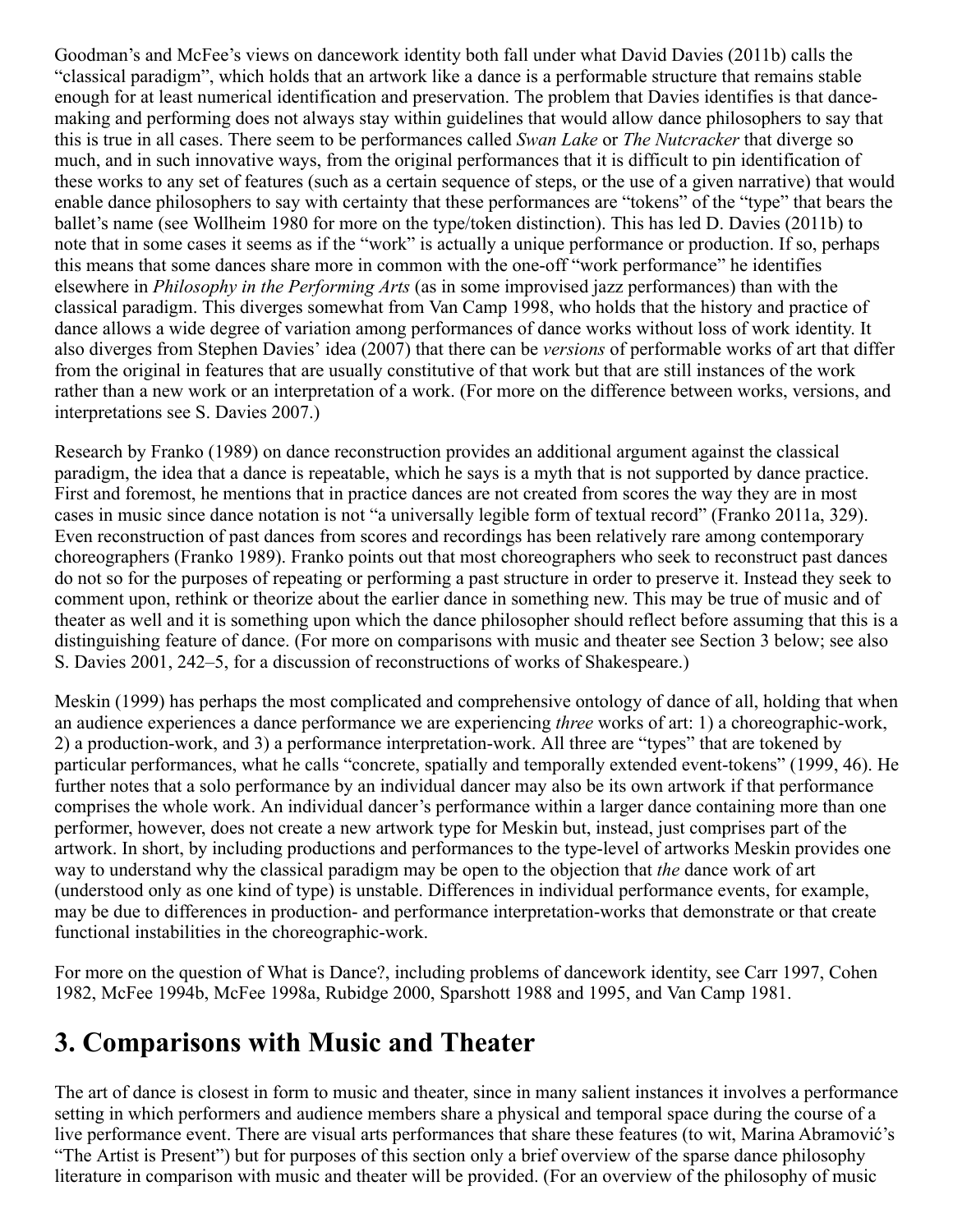Goodman's and McFee's views on dancework identity both fall under what David Davies (2011b) calls the "classical paradigm", which holds that an artwork like a dance is a performable structure that remains stable enough for at least numerical identification and preservation. The problem that Davies identifies is that dance-making and performing does not always stay within guidelines that would allow dance philosophers to say that this is true in all cases. There seem to be performances called *Swan Lake* or *The Nutcracker* that diverge so much, and in such innovative ways, from the original performances that it is difficult to pin identification of these works to any set of features (such as a certain sequence of steps, or the use of a given narrative) that would enable dance philosophers to say with certainty that these performances are "tokens" of the "type" that bears the ballet's name (see Wollheim 1980 for more on the type/token distinction). This has led D. Davies (2011b) to note that in some cases it seems as if the "work" is actually a unique performance or production. If so, perhaps this means that some dances share more in common with the one-off "work performance" he identifies elsewhere in *Philosophy in the Performing Arts* (as in some improvised jazz performances) than with the classical paradigm. This diverges somewhat from Van Camp 1998, who holds that the history and practice of dance allows a wide degree of variation among performances of dance works without loss of work identity. It also diverges from Stephen Davies' idea (2007) that there can be *versions* of performable works of art that differ from the original in features that are usually constitutive of that work but that are still instances of the work rather than a new work or an interpretation of a work. (For more on the difference between works, versions, and interpretations see S. Davies 2007.)

Research by Franko (1989) on dance reconstruction provides an additional argument against the classical paradigm, the idea that a dance is repeatable, which he says is a myth that is not supported by dance practice. First and foremost, he mentions that in practice dances are not created from scores the way they are in most cases in music since dance notation is not "a universally legible form of textual record" (Franko 2011a, 329). Even reconstruction of past dances from scores and recordings has been relatively rare among contemporary choreographers (Franko 1989). Franko points out that most choreographers who seek to reconstruct past dances do not so for the purposes of repeating or performing a past structure in order to preserve it. Instead they seek to comment upon, rethink or theorize about the earlier dance in something new. This may be true of music and of theater as well and it is something upon which the dance philosopher should reflect before assuming that this is a distinguishing feature of dance. (For more on comparisons with music and theater see Section 3 below; see also S. Davies 2001, 242–5, for a discussion of reconstructions of works of Shakespeare.)

Meskin (1999) has perhaps the most complicated and comprehensive ontology of dance of all, holding that when an audience experiences a dance performance we are experiencing *three* works of art: 1) a choreographic-work, 2) a production-work, and 3) a performance interpretation-work. All three are "types" that are tokened by particular performances, what he calls "concrete, spatially and temporally extended event-tokens" (1999, 46). He further notes that a solo performance by an individual dancer may also be its own artwork if that performance comprises the whole work. An individual dancer's performance within a larger dance containing more than one performer, however, does not create a new artwork type for Meskin but, instead, just comprises part of the artwork. In short, by including productions and performances to the type-level of artworks Meskin provides one way to understand why the classical paradigm may be open to the objection that *the* dance work of art (understood only as one kind of type) is unstable. Differences in individual performance events, for example, may be due to differences in production- and performance interpretation-works that demonstrate or that create functional instabilities in the choreographic-work.

For more on the question of What is Dance?, including problems of dancework identity, see Carr 1997, Cohen 1982, McFee 1994b, McFee 1998a, Rubidge 2000, Sparshott 1988 and 1995, and Van Camp 1981.

## 3. Comparisons with Music and Theater

The art of dance is closest in form to music and theater, since in many salient instances it involves a performance setting in which performers and audience members share a physical and temporal space during the course of a live performance event. There are visual arts performances that share these features (to wit, Marina Abramović's "The Artist is Present") but for purposes of this section only a brief overview of the sparse dance philosophy literature in comparison with music and theater will be provided. (For an overview of the philosophy of music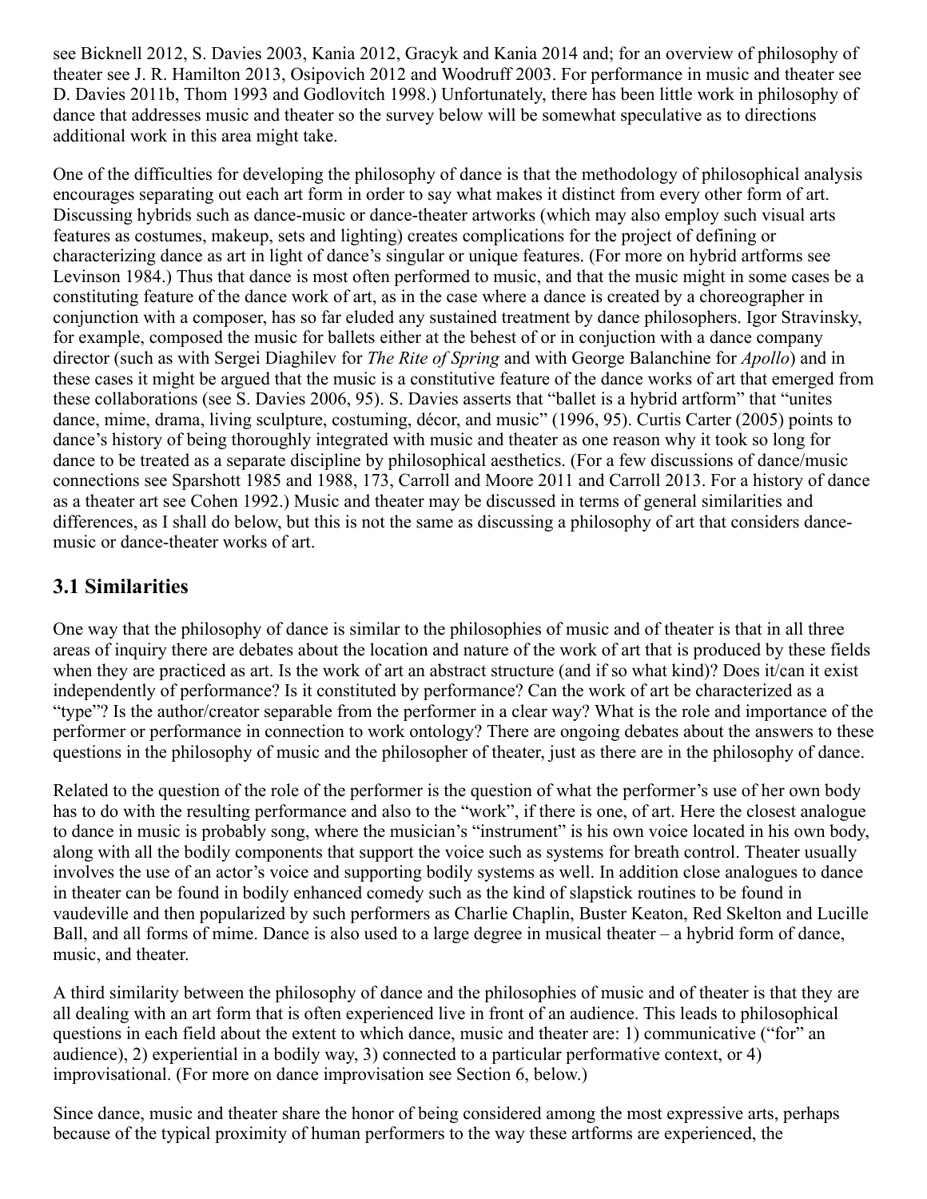see Bicknell 2012, S. Davies 2003, Kania 2012, Gracyk and Kania 2014 and; for an overview of philosophy of theater see J. R. Hamilton 2013, Osipovich 2012 and Woodruff 2003. For performance in music and theater see D. Davies 2011b, Thom 1993 and Godlovitch 1998.) Unfortunately, there has been little work in philosophy of dance that addresses music and theater so the survey below will be somewhat speculative as to directions additional work in this area might take.

One of the difficulties for developing the philosophy of dance is that the methodology of philosophical analysis encourages separating out each art form in order to say what makes it distinct from every other form of art. Discussing hybrids such as dance-music or dance-theater artworks (which may also employ such visual arts features as costumes, makeup, sets and lighting) creates complications for the project of defining or characterizing dance as art in light of dance's singular or unique features. (For more on hybrid artforms see Levinson 1984.) Thus that dance is most often performed to music, and that the music might in some cases be a constituting feature of the dance work of art, as in the case where a dance is created by a choreographer in conjunction with a composer, has so far eluded any sustained treatment by dance philosophers. Igor Stravinsky, for example, composed the music for ballets either at the behest of or in conjuction with a dance company director (such as with Sergei Diaghilev for *The Rite of Spring* and with George Balanchine for *Apollo*) and in these cases it might be argued that the music is a constitutive feature of the dance works of art that emerged from these collaborations (see S. Davies 2006, 95). S. Davies asserts that "ballet is a hybrid artform" that "unites dance, mime, drama, living sculpture, costuming, décor, and music" (1996, 95). Curtis Carter (2005) points to dance's history of being thoroughly integrated with music and theater as one reason why it took so long for dance to be treated as a separate discipline by philosophical aesthetics. (For a few discussions of dance/music connections see Sparshott 1985 and 1988, 173, Carroll and Moore 2011 and Carroll 2013. For a history of dance as a theater art see Cohen 1992.) Music and theater may be discussed in terms of general similarities and differences, as I shall do below, but this is not the same as discussing a philosophy of art that considers dance-music or dance-theater works of art.

## 3.1 Similarities

One way that the philosophy of dance is similar to the philosophies of music and of theater is that in all three areas of inquiry there are debates about the location and nature of the work of art that is produced by these fields when they are practiced as art. Is the work of art an abstract structure (and if so what kind)? Does it/can it exist independently of performance? Is it constituted by performance? Can the work of art be characterized as a "type"? Is the author/creator separable from the performer in a clear way? What is the role and importance of the performer or performance in connection to work ontology? There are ongoing debates about the answers to these questions in the philosophy of music and the philosopher of theater, just as there are in the philosophy of dance.

Related to the question of the role of the performer is the question of what the performer's use of her own body has to do with the resulting performance and also to the "work", if there is one, of art. Here the closest analogue to dance in music is probably song, where the musician's "instrument" is his own voice located in his own body, along with all the bodily components that support the voice such as systems for breath control. Theater usually involves the use of an actor's voice and supporting bodily systems as well. In addition close analogues to dance in theater can be found in bodily enhanced comedy such as the kind of slapstick routines to be found in vaudeville and then popularized by such performers as Charlie Chaplin, Buster Keaton, Red Skelton and Lucille Ball, and all forms of mime. Dance is also used to a large degree in musical theater – a hybrid form of dance, music, and theater.

A third similarity between the philosophy of dance and the philosophies of music and of theater is that they are all dealing with an art form that is often experienced live in front of an audience. This leads to philosophical questions in each field about the extent to which dance, music and theater are: 1) communicative ("for" an audience), 2) experiential in a bodily way, 3) connected to a particular performative context, or 4) improvisational. (For more on dance improvisation see Section 6, below.)

Since dance, music and theater share the honor of being considered among the most expressive arts, perhaps because of the typical proximity of human performers to the way these artforms are experienced, the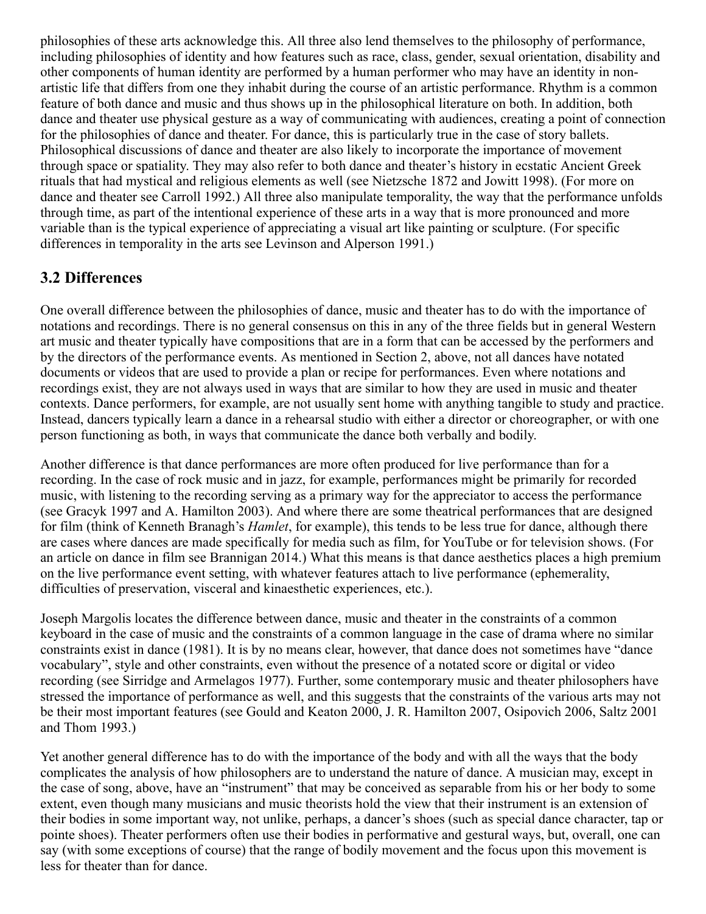philosophies of these arts acknowledge this. All three also lend themselves to the philosophy of performance, including philosophies of identity and how features such as race, class, gender, sexual orientation, disability and other components of human identity are performed by a human performer who may have an identity in non-artistic life that differs from one they inhabit during the course of an artistic performance. Rhythm is a common feature of both dance and music and thus shows up in the philosophical literature on both. In addition, both dance and theater use physical gesture as a way of communicating with audiences, creating a point of connection for the philosophies of dance and theater. For dance, this is particularly true in the case of story ballets. Philosophical discussions of dance and theater are also likely to incorporate the importance of movement through space or spatiality. They may also refer to both dance and theater's history in ecstatic Ancient Greek rituals that had mystical and religious elements as well (see Nietzsche 1872 and Jowitt 1998). (For more on dance and theater see Carroll 1992.) All three also manipulate temporality, the way that the performance unfolds through time, as part of the intentional experience of these arts in a way that is more pronounced and more variable than is the typical experience of appreciating a visual art like painting or sculpture. (For specific differences in temporality in the arts see Levinson and Alperson 1991.)

## 3.2 Differences

One overall difference between the philosophies of dance, music and theater has to do with the importance of notations and recordings. There is no general consensus on this in any of the three fields but in general Western art music and theater typically have compositions that are in a form that can be accessed by the performers and by the directors of the performance events. As mentioned in Section 2, above, not all dances have notated documents or videos that are used to provide a plan or recipe for performances. Even where notations and recordings exist, they are not always used in ways that are similar to how they are used in music and theater contexts. Dance performers, for example, are not usually sent home with anything tangible to study and practice. Instead, dancers typically learn a dance in a rehearsal studio with either a director or choreographer, or with one person functioning as both, in ways that communicate the dance both verbally and bodily.

Another difference is that dance performances are more often produced for live performance than for a recording. In the case of rock music and in jazz, for example, performances might be primarily for recorded music, with listening to the recording serving as a primary way for the appreciator to access the performance (see Gracyk 1997 and A. Hamilton 2003). And where there are some theatrical performances that are designed for film (think of Kenneth Branagh's *Hamlet*, for example), this tends to be less true for dance, although there are cases where dances are made specifically for media such as film, for YouTube or for television shows. (For an article on dance in film see Brannigan 2014.) What this means is that dance aesthetics places a high premium on the live performance event setting, with whatever features attach to live performance (ephemerality, difficulties of preservation, visceral and kinaesthetic experiences, etc.).

Joseph Margolis locates the difference between dance, music and theater in the constraints of a common keyboard in the case of music and the constraints of a common language in the case of drama where no similar constraints exist in dance (1981). It is by no means clear, however, that dance does not sometimes have "dance vocabulary", style and other constraints, even without the presence of a notated score or digital or video recording (see Sirridge and Armelagos 1977). Further, some contemporary music and theater philosophers have stressed the importance of performance as well, and this suggests that the constraints of the various arts may not be their most important features (see Gould and Keaton 2000, J. R. Hamilton 2007, Osipovich 2006, Saltz 2001 and Thom 1993.)

Yet another general difference has to do with the importance of the body and with all the ways that the body complicates the analysis of how philosophers are to understand the nature of dance. A musician may, except in the case of song, above, have an "instrument" that may be conceived as separable from his or her body to some extent, even though many musicians and music theorists hold the view that their instrument is an extension of their bodies in some important way, not unlike, perhaps, a dancer's shoes (such as special dance character, tap or pointe shoes). Theater performers often use their bodies in performative and gestural ways, but, overall, one can say (with some exceptions of course) that the range of bodily movement and the focus upon this movement is less for theater than for dance.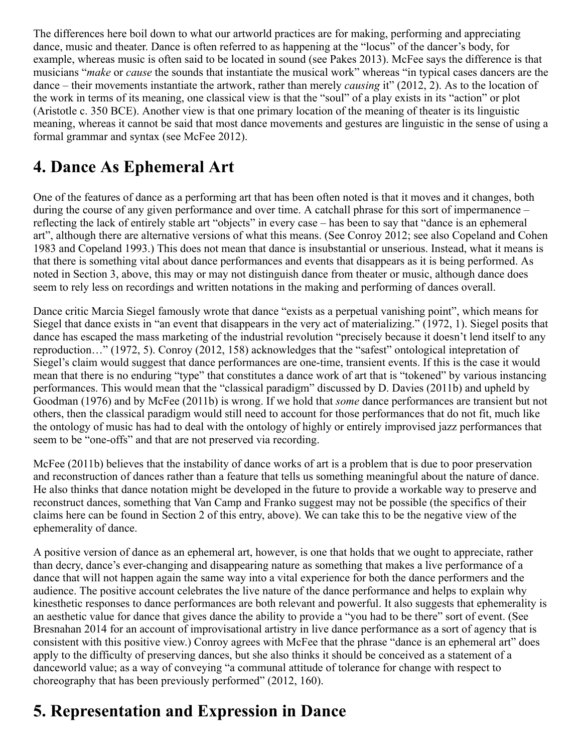The differences here boil down to what our artworld practices are for making, performing and appreciating dance, music and theater. Dance is often referred to as happening at the "locus" of the dancer's body, for example, whereas music is often said to be located in sound (see Pakes 2013). McFee says the difference is that musicians "*make* or *cause* the sounds that instantiate the musical work" whereas "in typical cases dancers are the dance – their movements instantiate the artwork, rather than merely *causing* it" (2012, 2). As to the location of the work in terms of its meaning, one classical view is that the "soul" of a play exists in its "action" or plot (Aristotle c. 350 BCE). Another view is that one primary location of the meaning of theater is its linguistic meaning, whereas it cannot be said that most dance movements and gestures are linguistic in the sense of using a formal grammar and syntax (see McFee 2012).

## 4. Dance As Ephemeral Art

One of the features of dance as a performing art that has been often noted is that it moves and it changes, both during the course of any given performance and over time. A catchall phrase for this sort of impermanence – reflecting the lack of entirely stable art "objects" in every case – has been to say that "dance is an ephemeral art", although there are alternative versions of what this means. (See Conroy 2012; see also Copeland and Cohen 1983 and Copeland 1993.) This does not mean that dance is insubstantial or unserious. Instead, what it means is that there is something vital about dance performances and events that disappears as it is being performed. As noted in Section 3, above, this may or may not distinguish dance from theater or music, although dance does seem to rely less on recordings and written notations in the making and performing of dances overall.

Dance critic Marcia Siegel famously wrote that dance "exists as a perpetual vanishing point", which means for Siegel that dance exists in "an event that disappears in the very act of materializing." (1972, 1). Siegel posits that dance has escaped the mass marketing of the industrial revolution "precisely because it doesn't lend itself to any reproduction…" (1972, 5). Conroy (2012, 158) acknowledges that the "safest" ontological intepretation of Siegel's claim would suggest that dance performances are one-time, transient events. If this is the case it would mean that there is no enduring "type" that constitutes a dance work of art that is "tokened" by various instancing performances. This would mean that the "classical paradigm" discussed by D. Davies (2011b) and upheld by Goodman (1976) and by McFee (2011b) is wrong. If we hold that *some* dance performances are transient but not others, then the classical paradigm would still need to account for those performances that do not fit, much like the ontology of music has had to deal with the ontology of highly or entirely improvised jazz performances that seem to be "one-offs" and that are not preserved via recording.

McFee (2011b) believes that the instability of dance works of art is a problem that is due to poor preservation and reconstruction of dances rather than a feature that tells us something meaningful about the nature of dance. He also thinks that dance notation might be developed in the future to provide a workable way to preserve and reconstruct dances, something that Van Camp and Franko suggest may not be possible (the specifics of their claims here can be found in Section 2 of this entry, above). We can take this to be the negative view of the ephemerality of dance.

A positive version of dance as an ephemeral art, however, is one that holds that we ought to appreciate, rather than decry, dance's ever-changing and disappearing nature as something that makes a live performance of a dance that will not happen again the same way into a vital experience for both the dance performers and the audience. The positive account celebrates the live nature of the dance performance and helps to explain why kinesthetic responses to dance performances are both relevant and powerful. It also suggests that ephemerality is an aesthetic value for dance that gives dance the ability to provide a "you had to be there" sort of event. (See Bresnahan 2014 for an account of improvisational artistry in live dance performance as a sort of agency that is consistent with this positive view.) Conroy agrees with McFee that the phrase "dance is an ephemeral art" does apply to the difficulty of preserving dances, but she also thinks it should be conceived as a statement of a danceworld value; as a way of conveying "a communal attitude of tolerance for change with respect to choreography that has been previously performed" (2012, 160).

## 5. Representation and Expression in Dance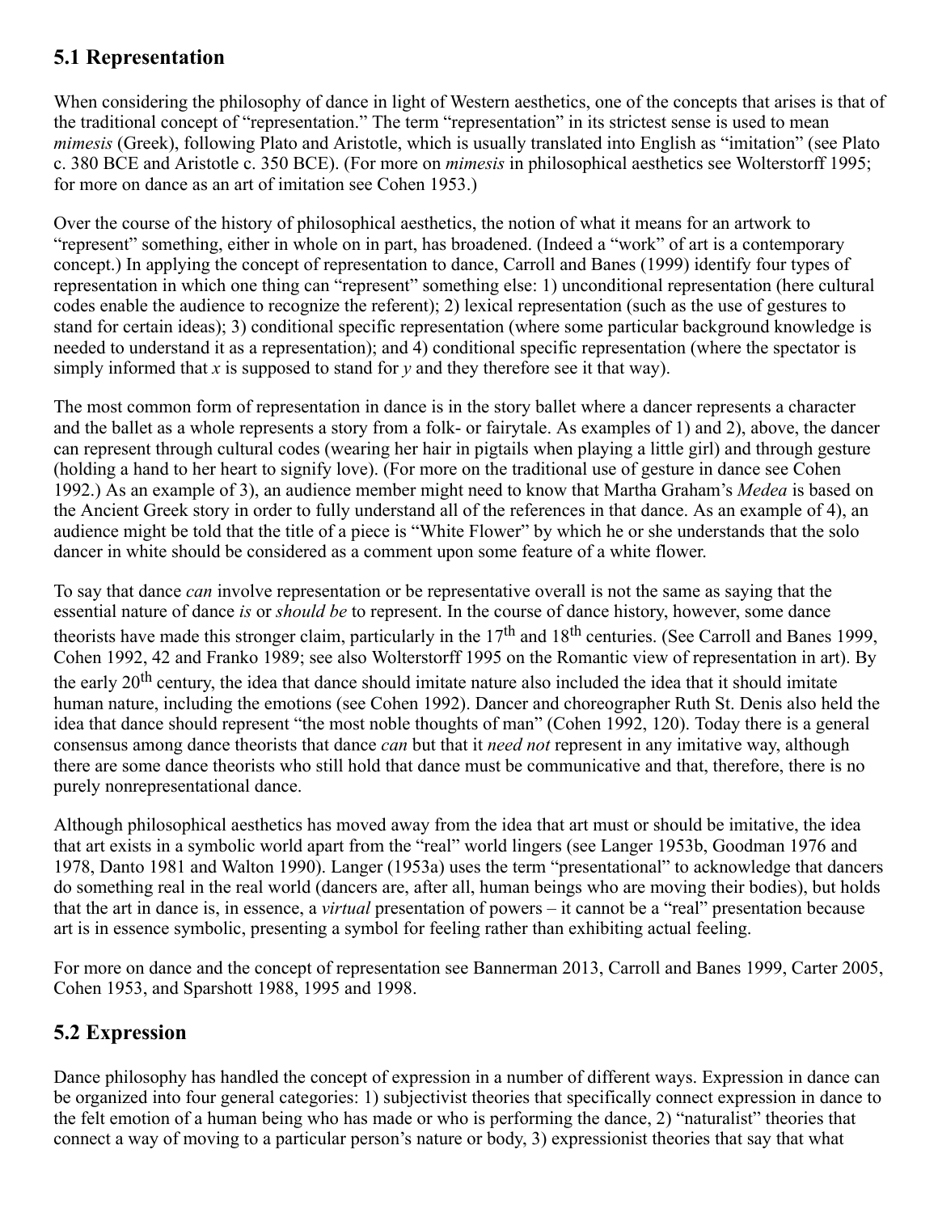## 5.1 Representation

When considering the philosophy of dance in light of Western aesthetics, one of the concepts that arises is that of the traditional concept of "representation." The term "representation" in its strictest sense is used to mean *mimesis* (Greek), following Plato and Aristotle, which is usually translated into English as "imitation" (see Plato c. 380 BCE and Aristotle c. 350 BCE). (For more on *mimesis* in philosophical aesthetics see Wolterstorff 1995; for more on dance as an art of imitation see Cohen 1953.)

Over the course of the history of philosophical aesthetics, the notion of what it means for an artwork to "represent" something, either in whole on in part, has broadened. (Indeed a "work" of art is a contemporary concept.) In applying the concept of representation to dance, Carroll and Banes (1999) identify four types of representation in which one thing can "represent" something else: 1) unconditional representation (here cultural codes enable the audience to recognize the referent); 2) lexical representation (such as the use of gestures to stand for certain ideas); 3) conditional specific representation (where some particular background knowledge is needed to understand it as a representation); and 4) conditional specific representation (where the spectator is simply informed that *x* is supposed to stand for *y* and they therefore see it that way).

The most common form of representation in dance is in the story ballet where a dancer represents a character and the ballet as a whole represents a story from a folk- or fairytale. As examples of 1) and 2), above, the dancer can represent through cultural codes (wearing her hair in pigtails when playing a little girl) and through gesture (holding a hand to her heart to signify love). (For more on the traditional use of gesture in dance see Cohen 1992.) As an example of 3), an audience member might need to know that Martha Graham's *Medea* is based on the Ancient Greek story in order to fully understand all of the references in that dance. As an example of 4), an audience might be told that the title of a piece is "White Flower" by which he or she understands that the solo dancer in white should be considered as a comment upon some feature of a white flower.

To say that dance *can* involve representation or be representative overall is not the same as saying that the essential nature of dance *is* or *should be* to represent. In the course of dance history, however, some dance theorists have made this stronger claim, particularly in the 17th and 18th centuries. (See Carroll and Banes 1999, Cohen 1992, 42 and Franko 1989; see also Wolterstorff 1995 on the Romantic view of representation in art). By the early 20th century, the idea that dance should imitate nature also included the idea that it should imitate human nature, including the emotions (see Cohen 1992). Dancer and choreographer Ruth St. Denis also held the idea that dance should represent "the most noble thoughts of man" (Cohen 1992, 120). Today there is a general consensus among dance theorists that dance *can* but that it *need not* represent in any imitative way, although there are some dance theorists who still hold that dance must be communicative and that, therefore, there is no purely nonrepresentational dance.

Although philosophical aesthetics has moved away from the idea that art must or should be imitative, the idea that art exists in a symbolic world apart from the "real" world lingers (see Langer 1953b, Goodman 1976 and 1978, Danto 1981 and Walton 1990). Langer (1953a) uses the term "presentational" to acknowledge that dancers do something real in the real world (dancers are, after all, human beings who are moving their bodies), but holds that the art in dance is, in essence, a *virtual* presentation of powers – it cannot be a "real" presentation because art is in essence symbolic, presenting a symbol for feeling rather than exhibiting actual feeling.

For more on dance and the concept of representation see Bannerman 2013, Carroll and Banes 1999, Carter 2005, Cohen 1953, and Sparshott 1988, 1995 and 1998.

## 5.2 Expression

Dance philosophy has handled the concept of expression in a number of different ways. Expression in dance can be organized into four general categories: 1) subjectivist theories that specifically connect expression in dance to the felt emotion of a human being who has made or who is performing the dance, 2) "naturalist" theories that connect a way of moving to a particular person's nature or body, 3) expressionist theories that say that what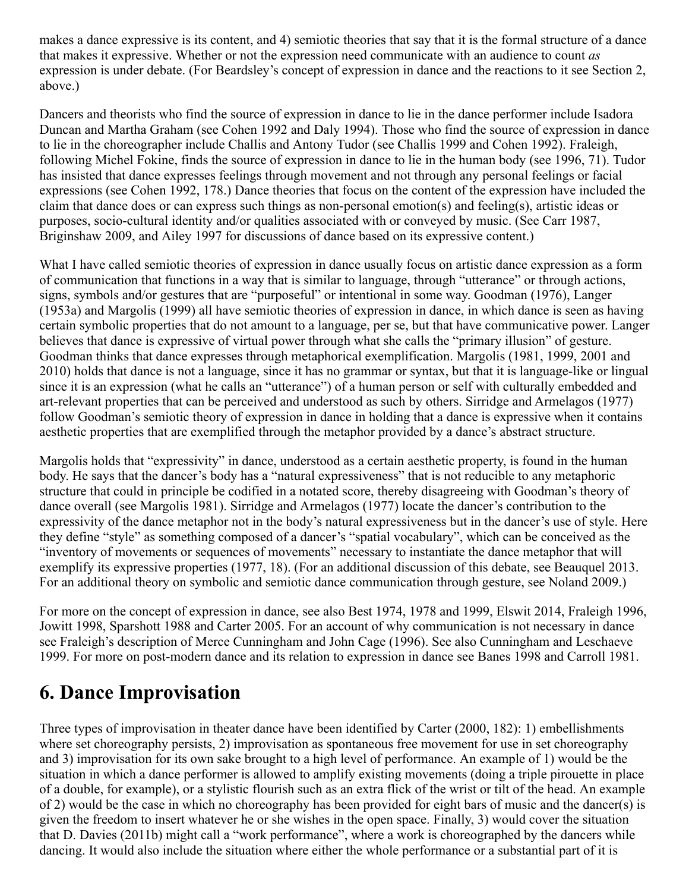makes a dance expressive is its content, and 4) semiotic theories that say that it is the formal structure of a dance that makes it expressive. Whether or not the expression need communicate with an audience to count *as* expression is under debate. (For Beardsley's concept of expression in dance and the reactions to it see Section 2, above.)

Dancers and theorists who find the source of expression in dance to lie in the dance performer include Isadora Duncan and Martha Graham (see Cohen 1992 and Daly 1994). Those who find the source of expression in dance to lie in the choreographer include Challis and Antony Tudor (see Challis 1999 and Cohen 1992). Fraleigh, following Michel Fokine, finds the source of expression in dance to lie in the human body (see 1996, 71). Tudor has insisted that dance expresses feelings through movement and not through any personal feelings or facial expressions (see Cohen 1992, 178.) Dance theories that focus on the content of the expression have included the claim that dance does or can express such things as non-personal emotion(s) and feeling(s), artistic ideas or purposes, socio-cultural identity and/or qualities associated with or conveyed by music. (See Carr 1987, Briginshaw 2009, and Ailey 1997 for discussions of dance based on its expressive content.)

What I have called semiotic theories of expression in dance usually focus on artistic dance expression as a form of communication that functions in a way that is similar to language, through "utterance" or through actions, signs, symbols and/or gestures that are "purposeful" or intentional in some way. Goodman (1976), Langer (1953a) and Margolis (1999) all have semiotic theories of expression in dance, in which dance is seen as having certain symbolic properties that do not amount to a language, per se, but that have communicative power. Langer believes that dance is expressive of virtual power through what she calls the "primary illusion" of gesture. Goodman thinks that dance expresses through metaphorical exemplification. Margolis (1981, 1999, 2001 and 2010) holds that dance is not a language, since it has no grammar or syntax, but that it is language-like or lingual since it is an expression (what he calls an "utterance") of a human person or self with culturally embedded and art-relevant properties that can be perceived and understood as such by others. Sirridge and Armelagos (1977) follow Goodman's semiotic theory of expression in dance in holding that a dance is expressive when it contains aesthetic properties that are exemplified through the metaphor provided by a dance's abstract structure.

Margolis holds that "expressivity" in dance, understood as a certain aesthetic property, is found in the human body. He says that the dancer's body has a "natural expressiveness" that is not reducible to any metaphoric structure that could in principle be codified in a notated score, thereby disagreeing with Goodman's theory of dance overall (see Margolis 1981). Sirridge and Armelagos (1977) locate the dancer's contribution to the expressivity of the dance metaphor not in the body's natural expressiveness but in the dancer's use of style. Here they define "style" as something composed of a dancer's "spatial vocabulary", which can be conceived as the "inventory of movements or sequences of movements" necessary to instantiate the dance metaphor that will exemplify its expressive properties (1977, 18). (For an additional discussion of this debate, see Beauquel 2013. For an additional theory on symbolic and semiotic dance communication through gesture, see Noland 2009.)

For more on the concept of expression in dance, see also Best 1974, 1978 and 1999, Elswit 2014, Fraleigh 1996, Jowitt 1998, Sparshott 1988 and Carter 2005. For an account of why communication is not necessary in dance see Fraleigh's description of Merce Cunningham and John Cage (1996). See also Cunningham and Leschaeve 1999. For more on post-modern dance and its relation to expression in dance see Banes 1998 and Carroll 1981.

## 6. Dance Improvisation

Three types of improvisation in theater dance have been identified by Carter (2000, 182): 1) embellishments where set choreography persists, 2) improvisation as spontaneous free movement for use in set choreography and 3) improvisation for its own sake brought to a high level of performance. An example of 1) would be the situation in which a dance performer is allowed to amplify existing movements (doing a triple pirouette in place of a double, for example), or a stylistic flourish such as an extra flick of the wrist or tilt of the head. An example of 2) would be the case in which no choreography has been provided for eight bars of music and the dancer(s) is given the freedom to insert whatever he or she wishes in the open space. Finally, 3) would cover the situation that D. Davies (2011b) might call a "work performance", where a work is choreographed by the dancers while dancing. It would also include the situation where either the whole performance or a substantial part of it is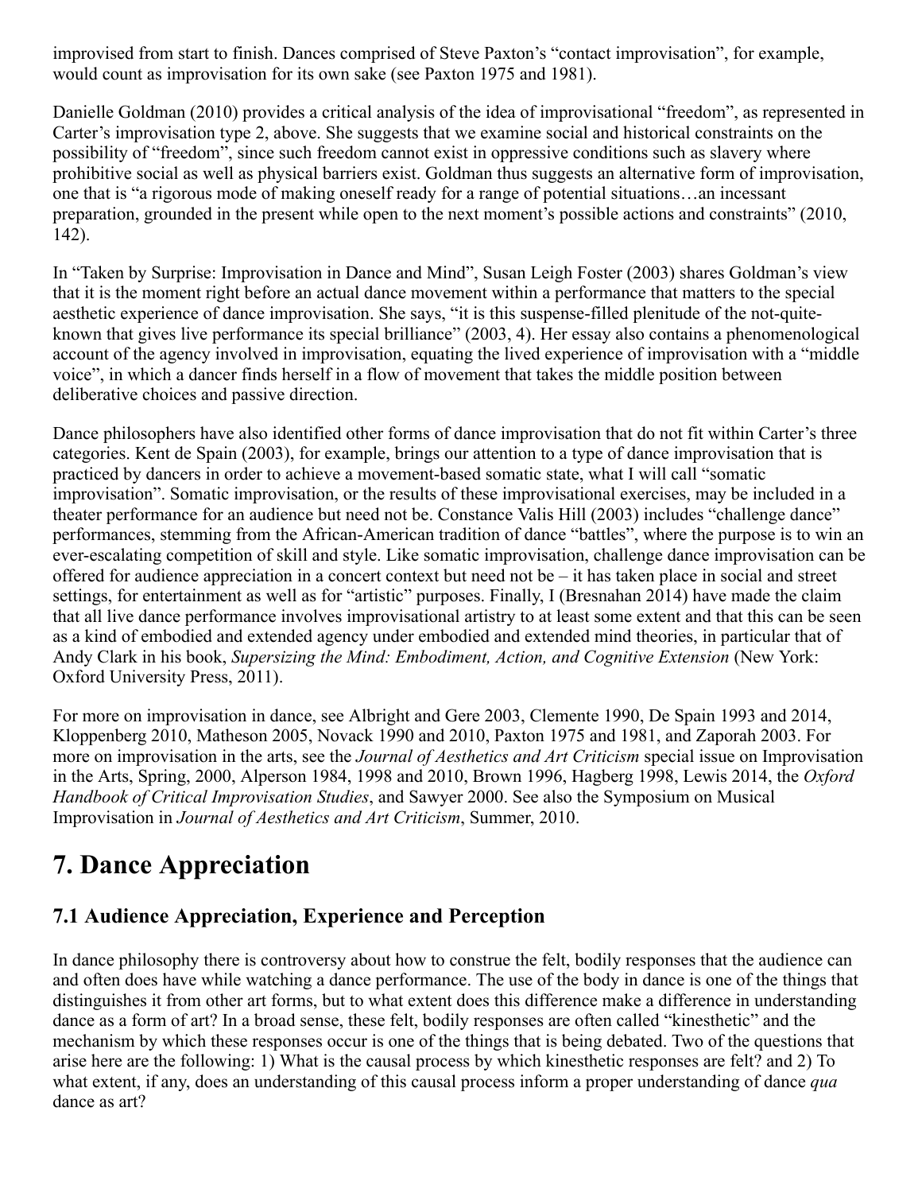improvised from start to finish. Dances comprised of Steve Paxton's "contact improvisation", for example, would count as improvisation for its own sake (see Paxton 1975 and 1981).

Danielle Goldman (2010) provides a critical analysis of the idea of improvisational "freedom", as represented in Carter's improvisation type 2, above. She suggests that we examine social and historical constraints on the possibility of "freedom", since such freedom cannot exist in oppressive conditions such as slavery where prohibitive social as well as physical barriers exist. Goldman thus suggests an alternative form of improvisation, one that is "a rigorous mode of making oneself ready for a range of potential situations…an incessant preparation, grounded in the present while open to the next moment's possible actions and constraints" (2010, 142).

In "Taken by Surprise: Improvisation in Dance and Mind", Susan Leigh Foster (2003) shares Goldman's view that it is the moment right before an actual dance movement within a performance that matters to the special aesthetic experience of dance improvisation. She says, "it is this suspense-filled plenitude of the not-quite-known that gives live performance its special brilliance" (2003, 4). Her essay also contains a phenomenological account of the agency involved in improvisation, equating the lived experience of improvisation with a "middle voice", in which a dancer finds herself in a flow of movement that takes the middle position between deliberative choices and passive direction.

Dance philosophers have also identified other forms of dance improvisation that do not fit within Carter's three categories. Kent de Spain (2003), for example, brings our attention to a type of dance improvisation that is practiced by dancers in order to achieve a movement-based somatic state, what I will call "somatic improvisation". Somatic improvisation, or the results of these improvisational exercises, may be included in a theater performance for an audience but need not be. Constance Valis Hill (2003) includes "challenge dance" performances, stemming from the African-American tradition of dance "battles", where the purpose is to win an ever-escalating competition of skill and style. Like somatic improvisation, challenge dance improvisation can be offered for audience appreciation in a concert context but need not be – it has taken place in social and street settings, for entertainment as well as for "artistic" purposes. Finally, I (Bresnahan 2014) have made the claim that all live dance performance involves improvisational artistry to at least some extent and that this can be seen as a kind of embodied and extended agency under embodied and extended mind theories, in particular that of Andy Clark in his book, *Supersizing the Mind: Embodiment, Action, and Cognitive Extension* (New York: Oxford University Press, 2011).

For more on improvisation in dance, see Albright and Gere 2003, Clemente 1990, De Spain 1993 and 2014, Kloppenberg 2010, Matheson 2005, Novack 1990 and 2010, Paxton 1975 and 1981, and Zaporah 2003. For more on improvisation in the arts, see the *Journal of Aesthetics and Art Criticism* special issue on Improvisation in the Arts, Spring, 2000, Alperson 1984, 1998 and 2010, Brown 1996, Hagberg 1998, Lewis 2014, the *Oxford Handbook of Critical Improvisation Studies*, and Sawyer 2000. See also the Symposium on Musical Improvisation in *Journal of Aesthetics and Art Criticism*, Summer, 2010.

# 7. Dance Appreciation

## 7.1 Audience Appreciation, Experience and Perception

In dance philosophy there is controversy about how to construe the felt, bodily responses that the audience can and often does have while watching a dance performance. The use of the body in dance is one of the things that distinguishes it from other art forms, but to what extent does this difference make a difference in understanding dance as a form of art? In a broad sense, these felt, bodily responses are often called "kinesthetic" and the mechanism by which these responses occur is one of the things that is being debated. Two of the questions that arise here are the following: 1) What is the causal process by which kinesthetic responses are felt? and 2) To what extent, if any, does an understanding of this causal process inform a proper understanding of dance *qua* dance as art?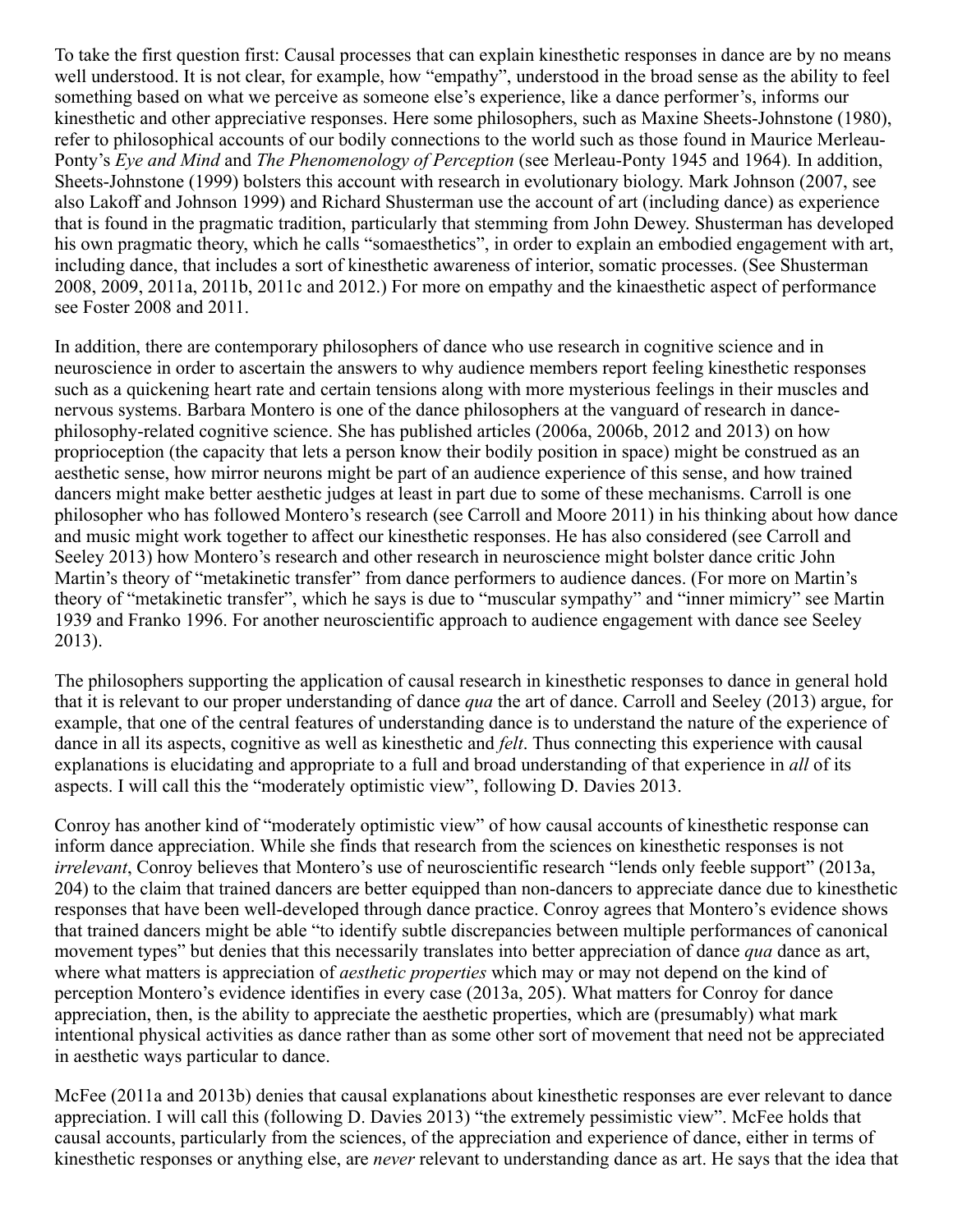To take the first question first: Causal processes that can explain kinesthetic responses in dance are by no means well understood. It is not clear, for example, how "empathy", understood in the broad sense as the ability to feel something based on what we perceive as someone else's experience, like a dance performer's, informs our kinesthetic and other appreciative responses. Here some philosophers, such as Maxine Sheets-Johnstone (1980), refer to philosophical accounts of our bodily connections to the world such as those found in Maurice Merleau-Ponty's *Eye and Mind* and *The Phenomenology of Perception* (see Merleau-Ponty 1945 and 1964). In addition, Sheets-Johnstone (1999) bolsters this account with research in evolutionary biology. Mark Johnson (2007, see also Lakoff and Johnson 1999) and Richard Shusterman use the account of art (including dance) as experience that is found in the pragmatic tradition, particularly that stemming from John Dewey. Shusterman has developed his own pragmatic theory, which he calls "somaesthetics", in order to explain an embodied engagement with art, including dance, that includes a sort of kinesthetic awareness of interior, somatic processes. (See Shusterman 2008, 2009, 2011a, 2011b, 2011c and 2012.) For more on empathy and the kinaesthetic aspect of performance see Foster 2008 and 2011.

In addition, there are contemporary philosophers of dance who use research in cognitive science and in neuroscience in order to ascertain the answers to why audience members report feeling kinesthetic responses such as a quickening heart rate and certain tensions along with more mysterious feelings in their muscles and nervous systems. Barbara Montero is one of the dance philosophers at the vanguard of research in dance-philosophy-related cognitive science. She has published articles (2006a, 2006b, 2012 and 2013) on how proprioception (the capacity that lets a person know their bodily position in space) might be construed as an aesthetic sense, how mirror neurons might be part of an audience experience of this sense, and how trained dancers might make better aesthetic judges at least in part due to some of these mechanisms. Carroll is one philosopher who has followed Montero's research (see Carroll and Moore 2011) in his thinking about how dance and music might work together to affect our kinesthetic responses. He has also considered (see Carroll and Seeley 2013) how Montero's research and other research in neuroscience might bolster dance critic John Martin's theory of "metakinetic transfer" from dance performers to audience dances. (For more on Martin's theory of "metakinetic transfer", which he says is due to "muscular sympathy" and "inner mimicry" see Martin 1939 and Franko 1996. For another neuroscientific approach to audience engagement with dance see Seeley 2013).

The philosophers supporting the application of causal research in kinesthetic responses to dance in general hold that it is relevant to our proper understanding of dance *qua* the art of dance. Carroll and Seeley (2013) argue, for example, that one of the central features of understanding dance is to understand the nature of the experience of dance in all its aspects, cognitive as well as kinesthetic and *felt*. Thus connecting this experience with causal explanations is elucidating and appropriate to a full and broad understanding of that experience in *all* of its aspects. I will call this the "moderately optimistic view", following D. Davies 2013.

Conroy has another kind of "moderately optimistic view" of how causal accounts of kinesthetic response can inform dance appreciation. While she finds that research from the sciences on kinesthetic responses is not *irrelevant*, Conroy believes that Montero's use of neuroscientific research "lends only feeble support" (2013a, 204) to the claim that trained dancers are better equipped than non-dancers to appreciate dance due to kinesthetic responses that have been well-developed through dance practice. Conroy agrees that Montero's evidence shows that trained dancers might be able "to identify subtle discrepancies between multiple performances of canonical movement types" but denies that this necessarily translates into better appreciation of dance *qua* dance as art, where what matters is appreciation of *aesthetic properties* which may or may not depend on the kind of perception Montero's evidence identifies in every case (2013a, 205). What matters for Conroy for dance appreciation, then, is the ability to appreciate the aesthetic properties, which are (presumably) what mark intentional physical activities as dance rather than as some other sort of movement that need not be appreciated in aesthetic ways particular to dance.

McFee (2011a and 2013b) denies that causal explanations about kinesthetic responses are ever relevant to dance appreciation. I will call this (following D. Davies 2013) "the extremely pessimistic view". McFee holds that causal accounts, particularly from the sciences, of the appreciation and experience of dance, either in terms of kinesthetic responses or anything else, are *never* relevant to understanding dance as art. He says that the idea that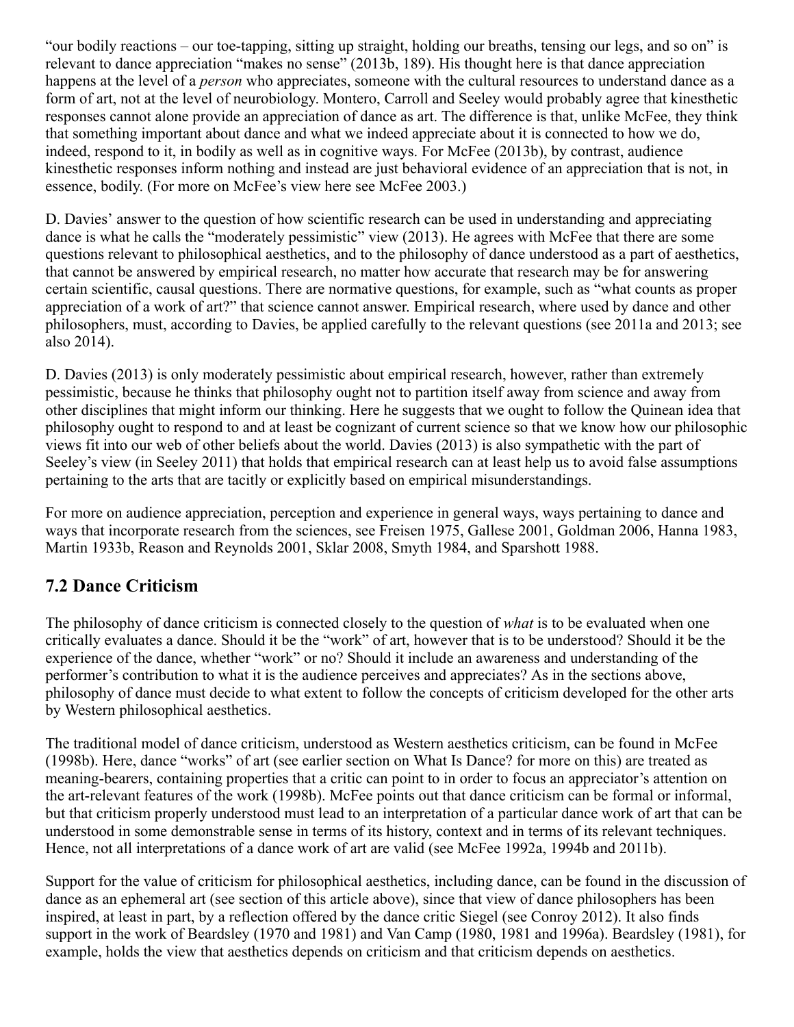"our bodily reactions – our toe-tapping, sitting up straight, holding our breaths, tensing our legs, and so on" is relevant to dance appreciation "makes no sense" (2013b, 189). His thought here is that dance appreciation happens at the level of a *person* who appreciates, someone with the cultural resources to understand dance as a form of art, not at the level of neurobiology. Montero, Carroll and Seeley would probably agree that kinesthetic responses cannot alone provide an appreciation of dance as art. The difference is that, unlike McFee, they think that something important about dance and what we indeed appreciate about it is connected to how we do, indeed, respond to it, in bodily as well as in cognitive ways. For McFee (2013b), by contrast, audience kinesthetic responses inform nothing and instead are just behavioral evidence of an appreciation that is not, in essence, bodily. (For more on McFee's view here see McFee 2003.)

D. Davies' answer to the question of how scientific research can be used in understanding and appreciating dance is what he calls the "moderately pessimistic" view (2013). He agrees with McFee that there are some questions relevant to philosophical aesthetics, and to the philosophy of dance understood as a part of aesthetics, that cannot be answered by empirical research, no matter how accurate that research may be for answering certain scientific, causal questions. There are normative questions, for example, such as "what counts as proper appreciation of a work of art?" that science cannot answer. Empirical research, where used by dance and other philosophers, must, according to Davies, be applied carefully to the relevant questions (see 2011a and 2013; see also 2014).

D. Davies (2013) is only moderately pessimistic about empirical research, however, rather than extremely pessimistic, because he thinks that philosophy ought not to partition itself away from science and away from other disciplines that might inform our thinking. Here he suggests that we ought to follow the Quinean idea that philosophy ought to respond to and at least be cognizant of current science so that we know how our philosophic views fit into our web of other beliefs about the world. Davies (2013) is also sympathetic with the part of Seeley's view (in Seeley 2011) that holds that empirical research can at least help us to avoid false assumptions pertaining to the arts that are tacitly or explicitly based on empirical misunderstandings.

For more on audience appreciation, perception and experience in general ways, ways pertaining to dance and ways that incorporate research from the sciences, see Freisen 1975, Gallese 2001, Goldman 2006, Hanna 1983, Martin 1933b, Reason and Reynolds 2001, Sklar 2008, Smyth 1984, and Sparshott 1988.

## 7.2 Dance Criticism

The philosophy of dance criticism is connected closely to the question of *what* is to be evaluated when one critically evaluates a dance. Should it be the "work" of art, however that is to be understood? Should it be the experience of the dance, whether "work" or no? Should it include an awareness and understanding of the performer's contribution to what it is the audience perceives and appreciates? As in the sections above, philosophy of dance must decide to what extent to follow the concepts of criticism developed for the other arts by Western philosophical aesthetics.

The traditional model of dance criticism, understood as Western aesthetics criticism, can be found in McFee (1998b). Here, dance "works" of art (see earlier section on What Is Dance? for more on this) are treated as meaning-bearers, containing properties that a critic can point to in order to focus an appreciator's attention on the art-relevant features of the work (1998b). McFee points out that dance criticism can be formal or informal, but that criticism properly understood must lead to an interpretation of a particular dance work of art that can be understood in some demonstrable sense in terms of its history, context and in terms of its relevant techniques. Hence, not all interpretations of a dance work of art are valid (see McFee 1992a, 1994b and 2011b).

Support for the value of criticism for philosophical aesthetics, including dance, can be found in the discussion of dance as an ephemeral art (see section of this article above), since that view of dance philosophers has been inspired, at least in part, by a reflection offered by the dance critic Siegel (see Conroy 2012). It also finds support in the work of Beardsley (1970 and 1981) and Van Camp (1980, 1981 and 1996a). Beardsley (1981), for example, holds the view that aesthetics depends on criticism and that criticism depends on aesthetics.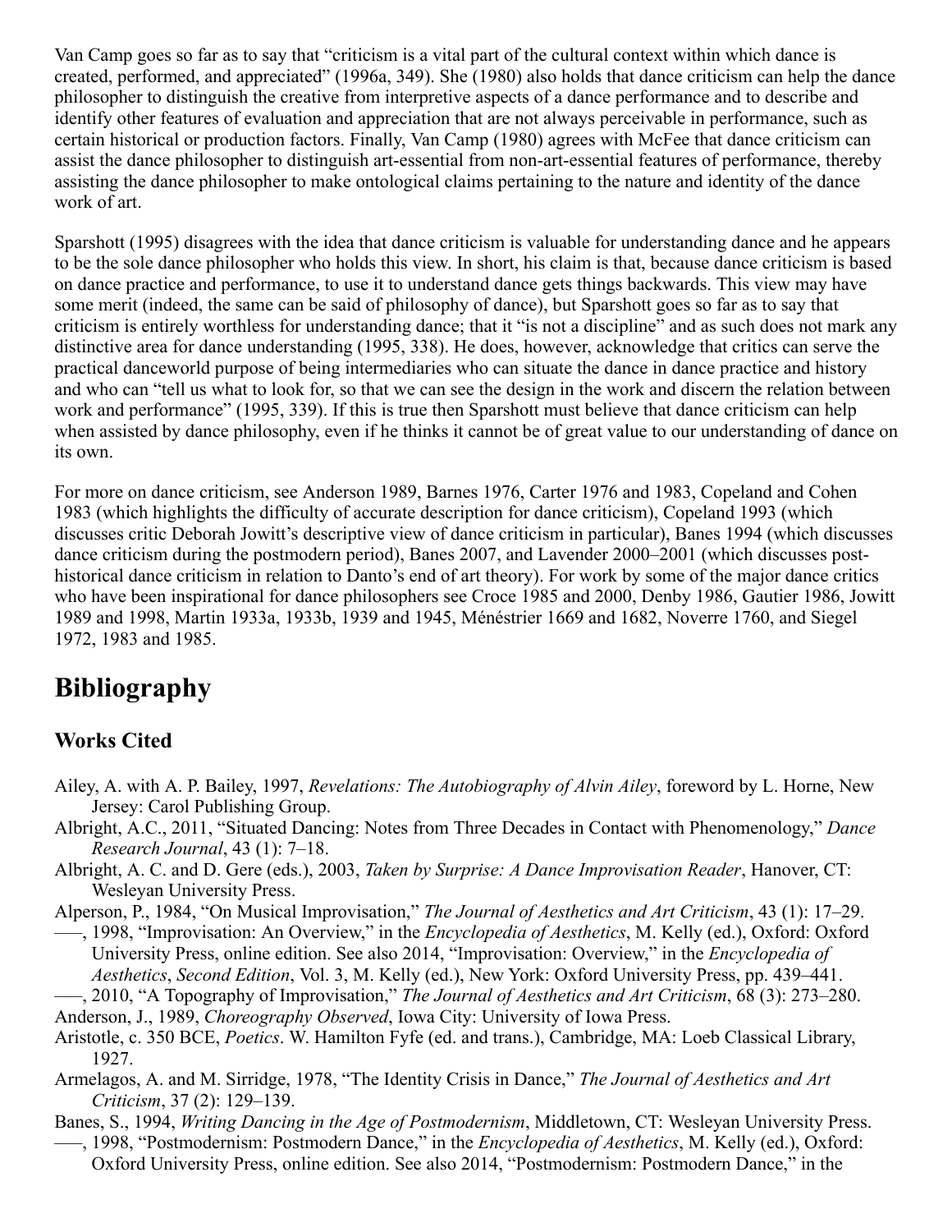Van Camp goes so far as to say that "criticism is a vital part of the cultural context within which dance is created, performed, and appreciated" (1996a, 349). She (1980) also holds that dance criticism can help the dance philosopher to distinguish the creative from interpretive aspects of a dance performance and to describe and identify other features of evaluation and appreciation that are not always perceivable in performance, such as certain historical or production factors. Finally, Van Camp (1980) agrees with McFee that dance criticism can assist the dance philosopher to distinguish art-essential from non-art-essential features of performance, thereby assisting the dance philosopher to make ontological claims pertaining to the nature and identity of the dance work of art.

Sparshott (1995) disagrees with the idea that dance criticism is valuable for understanding dance and he appears to be the sole dance philosopher who holds this view. In short, his claim is that, because dance criticism is based on dance practice and performance, to use it to understand dance gets things backwards. This view may have some merit (indeed, the same can be said of philosophy of dance), but Sparshott goes so far as to say that criticism is entirely worthless for understanding dance; that it "is not a discipline" and as such does not mark any distinctive area for dance understanding (1995, 338). He does, however, acknowledge that critics can serve the practical danceworld purpose of being intermediaries who can situate the dance in dance practice and history and who can "tell us what to look for, so that we can see the design in the work and discern the relation between work and performance" (1995, 339). If this is true then Sparshott must believe that dance criticism can help when assisted by dance philosophy, even if he thinks it cannot be of great value to our understanding of dance on its own.

For more on dance criticism, see Anderson 1989, Barnes 1976, Carter 1976 and 1983, Copeland and Cohen 1983 (which highlights the difficulty of accurate description for dance criticism), Copeland 1993 (which discusses critic Deborah Jowitt's descriptive view of dance criticism in particular), Banes 1994 (which discusses dance criticism during the postmodern period), Banes 2007, and Lavender 2000–2001 (which discusses post-historical dance criticism in relation to Danto's end of art theory). For work by some of the major dance critics who have been inspirational for dance philosophers see Croce 1985 and 2000, Denby 1986, Gautier 1986, Jowitt 1989 and 1998, Martin 1933a, 1933b, 1939 and 1945, Ménéstrier 1669 and 1682, Noverre 1760, and Siegel 1972, 1983 and 1985.

# Bibliography

## Works Cited

- Ailey, A. with A. P. Bailey, 1997, *Revelations: The Autobiography of Alvin Ailey*, foreword by L. Horne, New Jersey: Carol Publishing Group.
- Albright, A.C., 2011, "Situated Dancing: Notes from Three Decades in Contact with Phenomenology," *Dance Research Journal*, 43 (1): 7–18.
- Albright, A. C. and D. Gere (eds.), 2003, *Taken by Surprise: A Dance Improvisation Reader*, Hanover, CT: Wesleyan University Press.
- Alperson, P., 1984, "On Musical Improvisation," *The Journal of Aesthetics and Art Criticism*, 43 (1): 17–29.
- –––, 1998, "Improvisation: An Overview," in the *Encyclopedia of Aesthetics*, M. Kelly (ed.), Oxford: Oxford University Press, online edition. See also 2014, "Improvisation: Overview," in the *Encyclopedia of Aesthetics*, *Second Edition*, Vol. 3, M. Kelly (ed.), New York: Oxford University Press, pp. 439–441.
- –––, 2010, "A Topography of Improvisation," *The Journal of Aesthetics and Art Criticism*, 68 (3): 273–280.
- Anderson, J., 1989, *Choreography Observed*, Iowa City: University of Iowa Press.
- Aristotle, c. 350 BCE, *Poetics*. W. Hamilton Fyfe (ed. and trans.), Cambridge, MA: Loeb Classical Library, 1927.
- Armelagos, A. and M. Sirridge, 1978, "The Identity Crisis in Dance," *The Journal of Aesthetics and Art Criticism*, 37 (2): 129–139.
- Banes, S., 1994, *Writing Dancing in the Age of Postmodernism*, Middletown, CT: Wesleyan University Press.
- –––, 1998, "Postmodernism: Postmodern Dance," in the *Encyclopedia of Aesthetics*, M. Kelly (ed.), Oxford: Oxford University Press, online edition. See also 2014, "Postmodernism: Postmodern Dance," in the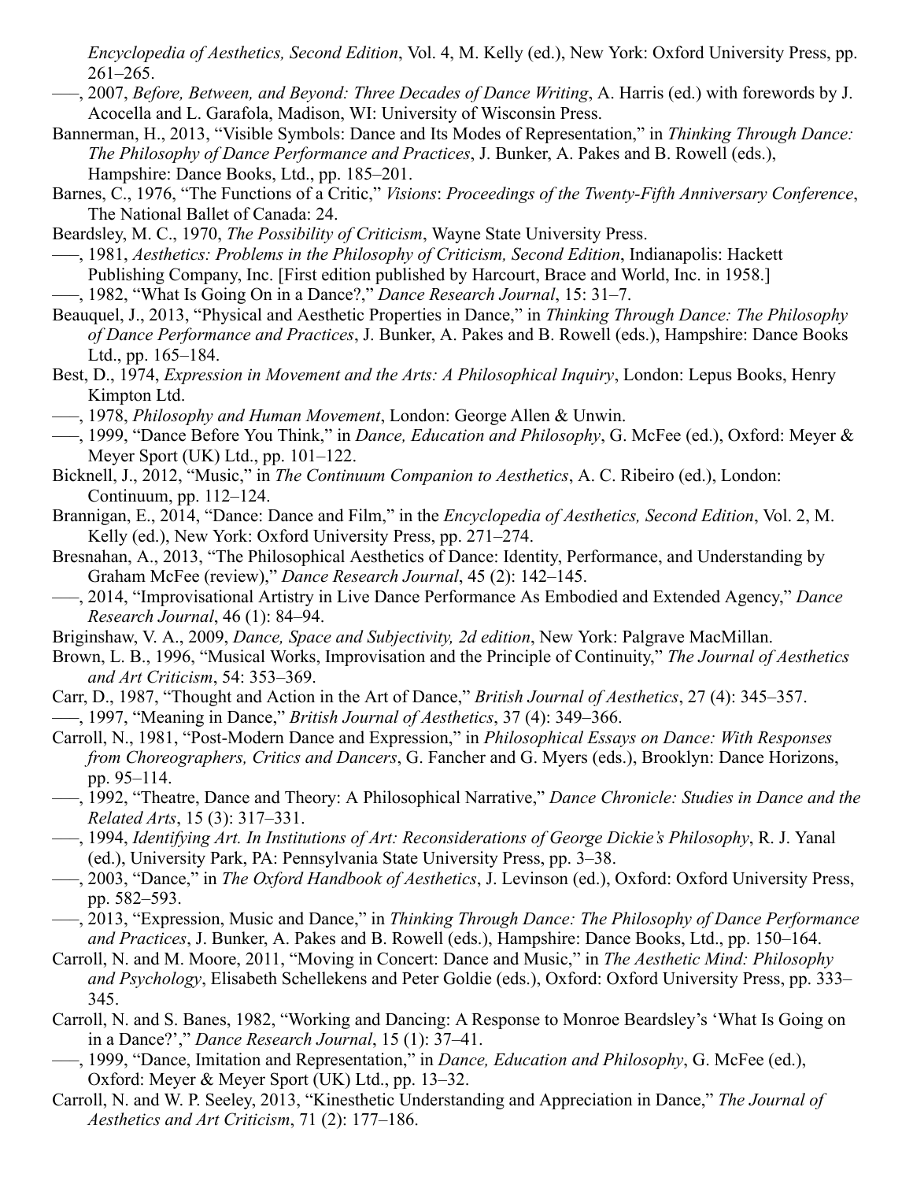*Encyclopedia of Aesthetics, Second Edition*, Vol. 4, M. Kelly (ed.), New York: Oxford University Press, pp. 261–265.

–––, 2007, *Before, Between, and Beyond: Three Decades of Dance Writing*, A. Harris (ed.) with forewords by J. Acocella and L. Garafola, Madison, WI: University of Wisconsin Press.

Bannerman, H., 2013, "Visible Symbols: Dance and Its Modes of Representation," in *Thinking Through Dance: The Philosophy of Dance Performance and Practices*, J. Bunker, A. Pakes and B. Rowell (eds.), Hampshire: Dance Books, Ltd., pp. 185–201.

Barnes, C., 1976, "The Functions of a Critic," *Visions*: *Proceedings of the Twenty-Fifth Anniversary Conference*, The National Ballet of Canada: 24.

Beardsley, M. C., 1970, *The Possibility of Criticism*, Wayne State University Press.

–––, 1981, *Aesthetics: Problems in the Philosophy of Criticism, Second Edition*, Indianapolis: Hackett Publishing Company, Inc. [First edition published by Harcourt, Brace and World, Inc. in 1958.]

–––, 1982, "What Is Going On in a Dance?," *Dance Research Journal*, 15: 31–7.

Beauquel, J., 2013, "Physical and Aesthetic Properties in Dance," in *Thinking Through Dance: The Philosophy of Dance Performance and Practices*, J. Bunker, A. Pakes and B. Rowell (eds.), Hampshire: Dance Books Ltd., pp. 165–184.

Best, D., 1974, *Expression in Movement and the Arts: A Philosophical Inquiry*, London: Lepus Books, Henry Kimpton Ltd.

–––, 1978, *Philosophy and Human Movement*, London: George Allen & Unwin.

–––, 1999, "Dance Before You Think," in *Dance, Education and Philosophy*, G. McFee (ed.), Oxford: Meyer & Meyer Sport (UK) Ltd., pp. 101–122.

Bicknell, J., 2012, "Music," in *The Continuum Companion to Aesthetics*, A. C. Ribeiro (ed.), London: Continuum, pp. 112–124.

Brannigan, E., 2014, "Dance: Dance and Film," in the *Encyclopedia of Aesthetics, Second Edition*, Vol. 2, M. Kelly (ed.), New York: Oxford University Press, pp. 271–274.

Bresnahan, A., 2013, "The Philosophical Aesthetics of Dance: Identity, Performance, and Understanding by Graham McFee (review)," *Dance Research Journal*, 45 (2): 142–145.

–––, 2014, "Improvisational Artistry in Live Dance Performance As Embodied and Extended Agency," *Dance Research Journal*, 46 (1): 84–94.

Briginshaw, V. A., 2009, *Dance, Space and Subjectivity, 2d edition*, New York: Palgrave MacMillan.

Brown, L. B., 1996, "Musical Works, Improvisation and the Principle of Continuity," *The Journal of Aesthetics and Art Criticism*, 54: 353–369.

Carr, D., 1987, "Thought and Action in the Art of Dance," *British Journal of Aesthetics*, 27 (4): 345–357.

–––, 1997, "Meaning in Dance," *British Journal of Aesthetics*, 37 (4): 349–366.

Carroll, N., 1981, "Post-Modern Dance and Expression," in *Philosophical Essays on Dance: With Responses from Choreographers, Critics and Dancers*, G. Fancher and G. Myers (eds.), Brooklyn: Dance Horizons, pp. 95–114.

–––, 1992, "Theatre, Dance and Theory: A Philosophical Narrative," *Dance Chronicle: Studies in Dance and the Related Arts*, 15 (3): 317–331.

–––, 1994, *Identifying Art. In Institutions of Art: Reconsiderations of George Dickie's Philosophy*, R. J. Yanal (ed.), University Park, PA: Pennsylvania State University Press, pp. 3–38.

–––, 2003, "Dance," in *The Oxford Handbook of Aesthetics*, J. Levinson (ed.), Oxford: Oxford University Press, pp. 582–593.

–––, 2013, "Expression, Music and Dance," in *Thinking Through Dance: The Philosophy of Dance Performance and Practices*, J. Bunker, A. Pakes and B. Rowell (eds.), Hampshire: Dance Books, Ltd., pp. 150–164.

Carroll, N. and M. Moore, 2011, "Moving in Concert: Dance and Music," in *The Aesthetic Mind: Philosophy and Psychology*, Elisabeth Schellekens and Peter Goldie (eds.), Oxford: Oxford University Press, pp. 333–345.

Carroll, N. and S. Banes, 1982, "Working and Dancing: A Response to Monroe Beardsley's 'What Is Going on in a Dance?'," *Dance Research Journal*, 15 (1): 37–41.

–––, 1999, "Dance, Imitation and Representation," in *Dance, Education and Philosophy*, G. McFee (ed.), Oxford: Meyer & Meyer Sport (UK) Ltd., pp. 13–32.

Carroll, N. and W. P. Seeley, 2013, "Kinesthetic Understanding and Appreciation in Dance," *The Journal of Aesthetics and Art Criticism*, 71 (2): 177–186.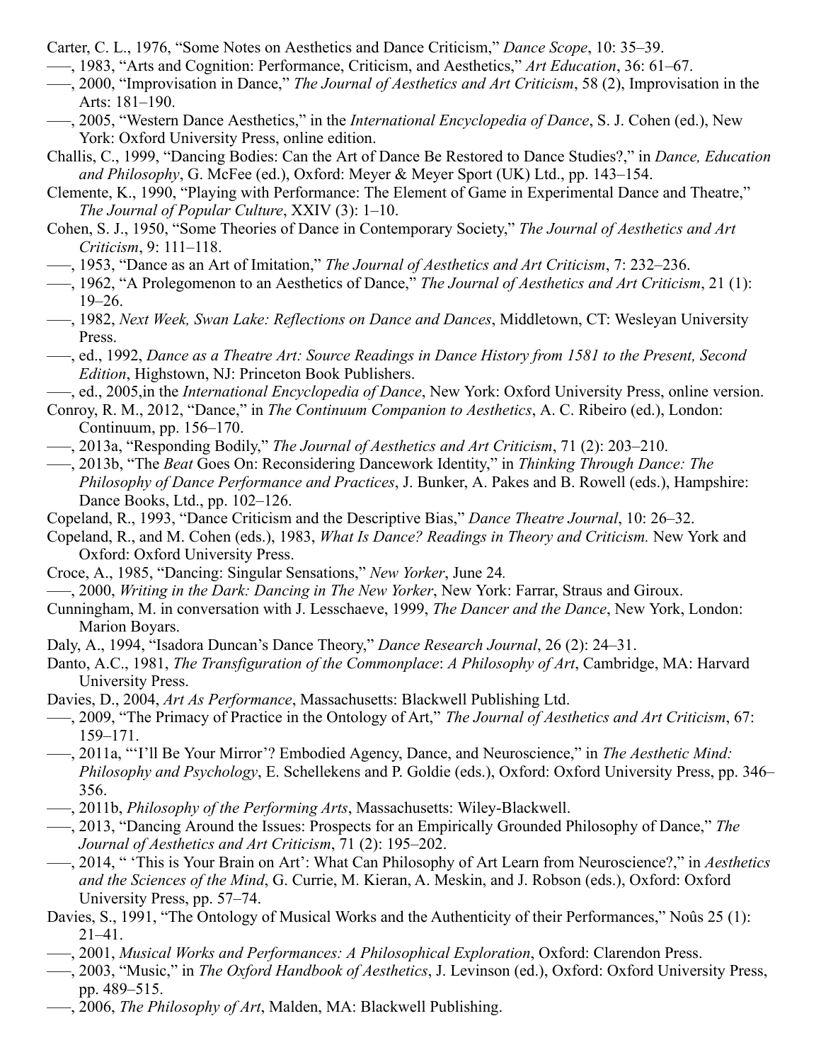Carter, C. L., 1976, "Some Notes on Aesthetics and Dance Criticism," *Dance Scope*, 10: 35–39.

–––, 1983, "Arts and Cognition: Performance, Criticism, and Aesthetics," *Art Education*, 36: 61–67.

–––, 2000, "Improvisation in Dance," *The Journal of Aesthetics and Art Criticism*, 58 (2), Improvisation in the Arts: 181–190.

–––, 2005, "Western Dance Aesthetics," in the *International Encyclopedia of Dance*, S. J. Cohen (ed.), New York: Oxford University Press, online edition.

Challis, C., 1999, "Dancing Bodies: Can the Art of Dance Be Restored to Dance Studies?," in *Dance, Education and Philosophy*, G. McFee (ed.), Oxford: Meyer & Meyer Sport (UK) Ltd., pp. 143–154.

Clemente, K., 1990, "Playing with Performance: The Element of Game in Experimental Dance and Theatre," *The Journal of Popular Culture*, XXIV (3): 1–10.

Cohen, S. J., 1950, "Some Theories of Dance in Contemporary Society," *The Journal of Aesthetics and Art Criticism*, 9: 111–118.

–––, 1953, "Dance as an Art of Imitation," *The Journal of Aesthetics and Art Criticism*, 7: 232–236.

–––, 1962, "A Prolegomenon to an Aesthetics of Dance," *The Journal of Aesthetics and Art Criticism*, 21 (1): 19–26.

–––, 1982, *Next Week, Swan Lake: Reflections on Dance and Dances*, Middletown, CT: Wesleyan University Press.

–––, ed., 1992, *Dance as a Theatre Art: Source Readings in Dance History from 1581 to the Present, Second Edition*, Highstown, NJ: Princeton Book Publishers.

–––, ed., 2005,in the *International Encyclopedia of Dance*, New York: Oxford University Press, online version.

Conroy, R. M., 2012, "Dance," in *The Continuum Companion to Aesthetics*, A. C. Ribeiro (ed.), London: Continuum, pp. 156–170.

–––, 2013a, "Responding Bodily," *The Journal of Aesthetics and Art Criticism*, 71 (2): 203–210.

–––, 2013b, "The *Beat* Goes On: Reconsidering Dancework Identity," in *Thinking Through Dance: The Philosophy of Dance Performance and Practices*, J. Bunker, A. Pakes and B. Rowell (eds.), Hampshire: Dance Books, Ltd., pp. 102–126.

Copeland, R., 1993, "Dance Criticism and the Descriptive Bias," *Dance Theatre Journal*, 10: 26–32.

Copeland, R., and M. Cohen (eds.), 1983, *What Is Dance? Readings in Theory and Criticism.* New York and Oxford: Oxford University Press.

Croce, A., 1985, "Dancing: Singular Sensations," *New Yorker*, June 24*.*

–––, 2000, *Writing in the Dark: Dancing in The New Yorker*, New York: Farrar, Straus and Giroux.

Cunningham, M. in conversation with J. Lesschaeve, 1999, *The Dancer and the Dance*, New York, London: Marion Boyars.

Daly, A., 1994, "Isadora Duncan's Dance Theory," *Dance Research Journal*, 26 (2): 24–31.

Danto, A.C., 1981, *The Transfiguration of the Commonplace*: *A Philosophy of Art*, Cambridge, MA: Harvard University Press.

Davies, D., 2004, *Art As Performance*, Massachusetts: Blackwell Publishing Ltd.

–––, 2009, "The Primacy of Practice in the Ontology of Art," *The Journal of Aesthetics and Art Criticism*, 67: 159–171.

–––, 2011a, "'I'll Be Your Mirror'? Embodied Agency, Dance, and Neuroscience," in *The Aesthetic Mind: Philosophy and Psychology*, E. Schellekens and P. Goldie (eds.), Oxford: Oxford University Press, pp. 346–356.

–––, 2011b, *Philosophy of the Performing Arts*, Massachusetts: Wiley-Blackwell.

–––, 2013, "Dancing Around the Issues: Prospects for an Empirically Grounded Philosophy of Dance," *The Journal of Aesthetics and Art Criticism*, 71 (2): 195–202.

–––, 2014, " 'This is Your Brain on Art': What Can Philosophy of Art Learn from Neuroscience?," in *Aesthetics and the Sciences of the Mind*, G. Currie, M. Kieran, A. Meskin, and J. Robson (eds.), Oxford: Oxford University Press, pp. 57–74.

Davies, S., 1991, "The Ontology of Musical Works and the Authenticity of their Performances," Noûs 25 (1): 21–41.

–––, 2001, *Musical Works and Performances: A Philosophical Exploration*, Oxford: Clarendon Press.

–––, 2003, "Music," in *The Oxford Handbook of Aesthetics*, J. Levinson (ed.), Oxford: Oxford University Press, pp. 489–515.

–––, 2006, *The Philosophy of Art*, Malden, MA: Blackwell Publishing.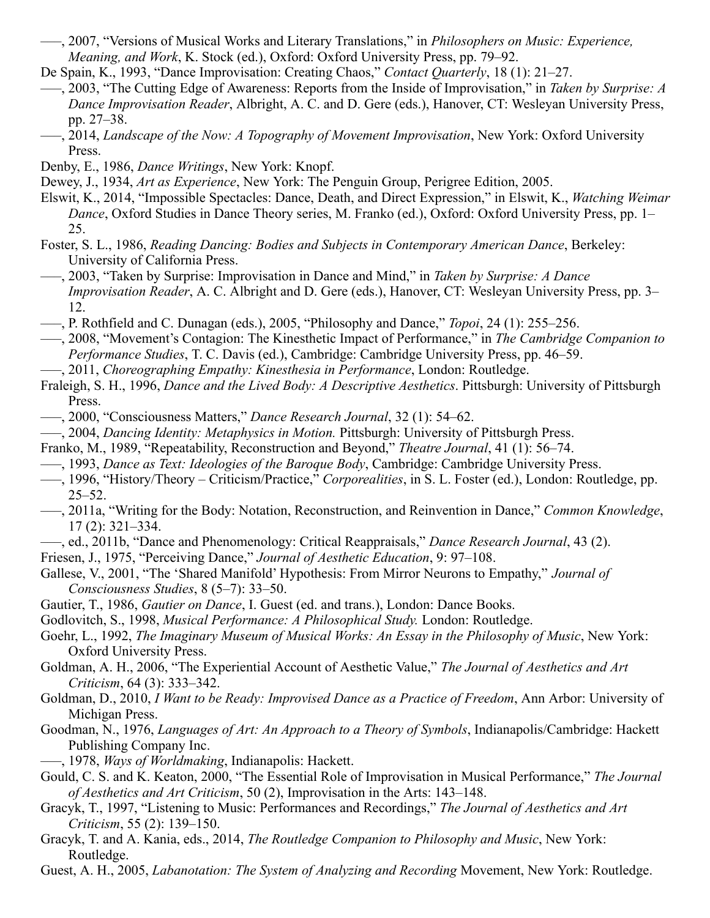–––, 2007, "Versions of Musical Works and Literary Translations," in *Philosophers on Music: Experience, Meaning, and Work*, K. Stock (ed.), Oxford: Oxford University Press, pp. 79–92.

De Spain, K., 1993, "Dance Improvisation: Creating Chaos," *Contact Quarterly*, 18 (1): 21–27.

–––, 2003, "The Cutting Edge of Awareness: Reports from the Inside of Improvisation," in *Taken by Surprise: A Dance Improvisation Reader*, Albright, A. C. and D. Gere (eds.), Hanover, CT: Wesleyan University Press, pp. 27–38.

–––, 2014, *Landscape of the Now: A Topography of Movement Improvisation*, New York: Oxford University Press.

Denby, E., 1986, *Dance Writings*, New York: Knopf.

Dewey, J., 1934, *Art as Experience*, New York: The Penguin Group, Perigree Edition, 2005.

Elswit, K., 2014, "Impossible Spectacles: Dance, Death, and Direct Expression," in Elswit, K., *Watching Weimar Dance*, Oxford Studies in Dance Theory series, M. Franko (ed.), Oxford: Oxford University Press, pp. 1–25.

Foster, S. L., 1986, *Reading Dancing: Bodies and Subjects in Contemporary American Dance*, Berkeley: University of California Press.

–––, 2003, "Taken by Surprise: Improvisation in Dance and Mind," in *Taken by Surprise: A Dance Improvisation Reader*, A. C. Albright and D. Gere (eds.), Hanover, CT: Wesleyan University Press, pp. 3–12.

–––, P. Rothfield and C. Dunagan (eds.), 2005, "Philosophy and Dance," *Topoi*, 24 (1): 255–256.

–––, 2008, "Movement's Contagion: The Kinesthetic Impact of Performance," in *The Cambridge Companion to Performance Studies*, T. C. Davis (ed.), Cambridge: Cambridge University Press, pp. 46–59.

–––, 2011, *Choreographing Empathy: Kinesthesia in Performance*, London: Routledge.

Fraleigh, S. H., 1996, *Dance and the Lived Body: A Descriptive Aesthetics*. Pittsburgh: University of Pittsburgh Press.

–––, 2000, "Consciousness Matters," *Dance Research Journal*, 32 (1): 54–62.

–––, 2004, *Dancing Identity: Metaphysics in Motion.* Pittsburgh: University of Pittsburgh Press.

Franko, M., 1989, "Repeatability, Reconstruction and Beyond," *Theatre Journal*, 41 (1): 56–74.

–––, 1993, *Dance as Text: Ideologies of the Baroque Body*, Cambridge: Cambridge University Press.

–––, 1996, "History/Theory – Criticism/Practice," *Corporealities*, in S. L. Foster (ed.), London: Routledge, pp. 25–52.

–––, 2011a, "Writing for the Body: Notation, Reconstruction, and Reinvention in Dance," *Common Knowledge*, 17 (2): 321–334.

–––, ed., 2011b, "Dance and Phenomenology: Critical Reappraisals," *Dance Research Journal*, 43 (2).

Friesen, J., 1975, "Perceiving Dance," *Journal of Aesthetic Education*, 9: 97–108.

Gallese, V., 2001, "The 'Shared Manifold' Hypothesis: From Mirror Neurons to Empathy," *Journal of Consciousness Studies*, 8 (5–7): 33–50.

Gautier, T., 1986, *Gautier on Dance*, I. Guest (ed. and trans.), London: Dance Books.

Godlovitch, S., 1998, *Musical Performance: A Philosophical Study.* London: Routledge.

Goehr, L., 1992, *The Imaginary Museum of Musical Works: An Essay in the Philosophy of Music*, New York: Oxford University Press.

Goldman, A. H., 2006, "The Experiential Account of Aesthetic Value," *The Journal of Aesthetics and Art Criticism*, 64 (3): 333–342.

Goldman, D., 2010, *I Want to be Ready: Improvised Dance as a Practice of Freedom*, Ann Arbor: University of Michigan Press.

Goodman, N., 1976, *Languages of Art: An Approach to a Theory of Symbols*, Indianapolis/Cambridge: Hackett Publishing Company Inc.

–––, 1978, *Ways of Worldmaking*, Indianapolis: Hackett.

Gould, C. S. and K. Keaton, 2000, "The Essential Role of Improvisation in Musical Performance," *The Journal of Aesthetics and Art Criticism*, 50 (2), Improvisation in the Arts: 143–148.

Gracyk, T., 1997, "Listening to Music: Performances and Recordings," *The Journal of Aesthetics and Art Criticism*, 55 (2): 139–150.

Gracyk, T. and A. Kania, eds., 2014, *The Routledge Companion to Philosophy and Music*, New York: Routledge.

Guest, A. H., 2005, *Labanotation: The System of Analyzing and Recording* Movement, New York: Routledge.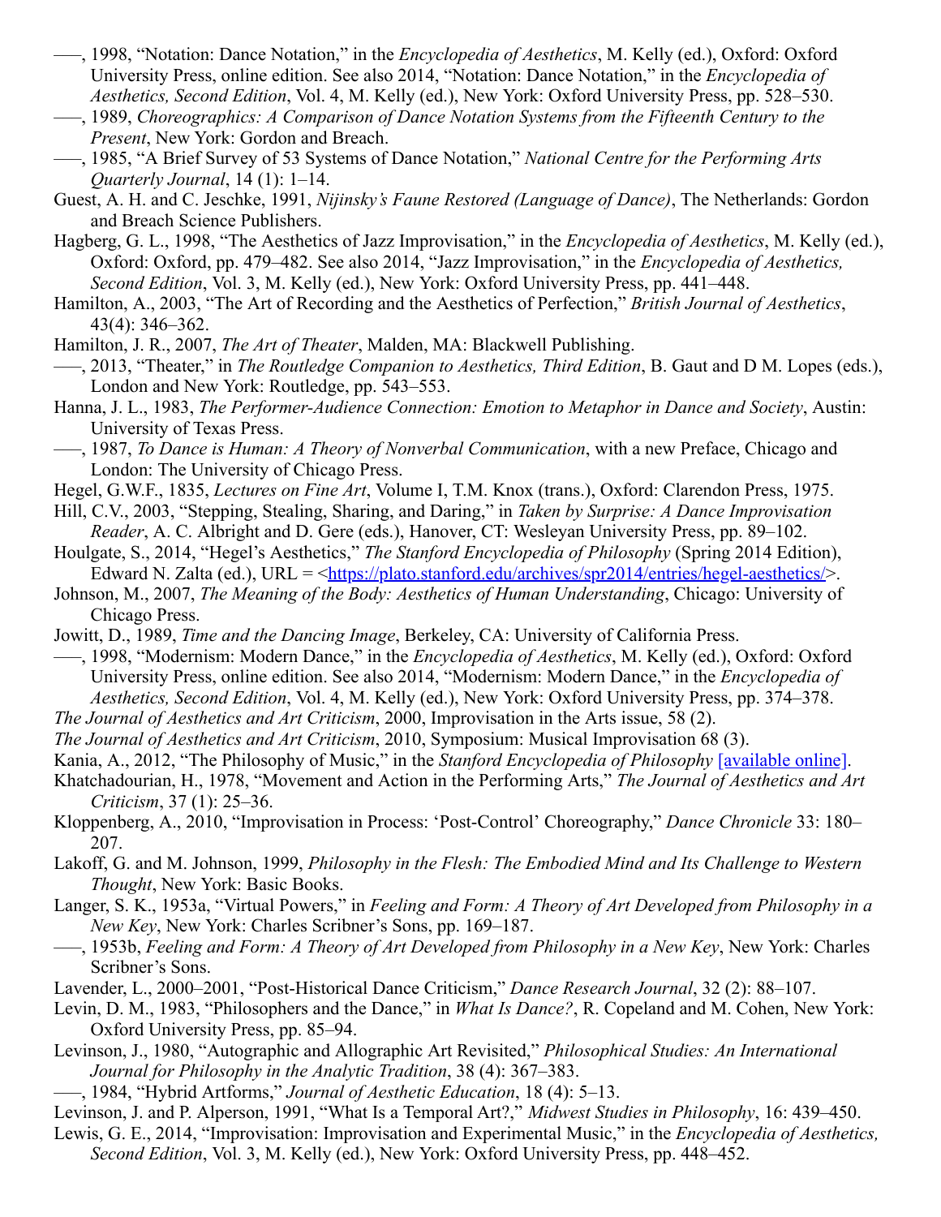–––, 1998, “Notation: Dance Notation,” in the *Encyclopedia of Aesthetics*, M. Kelly (ed.), Oxford: Oxford University Press, online edition. See also 2014, “Notation: Dance Notation,” in the *Encyclopedia of Aesthetics, Second Edition*, Vol. 4, M. Kelly (ed.), New York: Oxford University Press, pp. 528–530.

–––, 1989, *Choreographics: A Comparison of Dance Notation Systems from the Fifteenth Century to the Present*, New York: Gordon and Breach.

–––, 1985, “A Brief Survey of 53 Systems of Dance Notation,” *National Centre for the Performing Arts Quarterly Journal*, 14 (1): 1–14.

Guest, A. H. and C. Jeschke, 1991, *Nijinsky’s Faune Restored (Language of Dance)*, The Netherlands: Gordon and Breach Science Publishers.

Hagberg, G. L., 1998, “The Aesthetics of Jazz Improvisation,” in the *Encyclopedia of Aesthetics*, M. Kelly (ed.), Oxford: Oxford, pp. 479–482. See also 2014, “Jazz Improvisation,” in the *Encyclopedia of Aesthetics, Second Edition*, Vol. 3, M. Kelly (ed.), New York: Oxford University Press, pp. 441–448.

Hamilton, A., 2003, “The Art of Recording and the Aesthetics of Perfection,” *British Journal of Aesthetics*, 43(4): 346–362.

Hamilton, J. R., 2007, *The Art of Theater*, Malden, MA: Blackwell Publishing.

–––, 2013, “Theater,” in *The Routledge Companion to Aesthetics, Third Edition*, B. Gaut and D M. Lopes (eds.), London and New York: Routledge, pp. 543–553.

Hanna, J. L., 1983, *The Performer-Audience Connection: Emotion to Metaphor in Dance and Society*, Austin: University of Texas Press.

–––, 1987, *To Dance is Human: A Theory of Nonverbal Communication*, with a new Preface, Chicago and London: The University of Chicago Press.

Hegel, G.W.F., 1835, *Lectures on Fine Art*, Volume I, T.M. Knox (trans.), Oxford: Clarendon Press, 1975.

Hill, C.V., 2003, “Stepping, Stealing, Sharing, and Daring,” in *Taken by Surprise: A Dance Improvisation Reader*, A. C. Albright and D. Gere (eds.), Hanover, CT: Wesleyan University Press, pp. 89–102.

Houlgate, S., 2014, “Hegel’s Aesthetics,” *The Stanford Encyclopedia of Philosophy* (Spring 2014 Edition), Edward N. Zalta (ed.), URL = <https://plato.stanford.edu/archives/spr2014/entries/hegel-aesthetics/>.

Johnson, M., 2007, *The Meaning of the Body: Aesthetics of Human Understanding*, Chicago: University of Chicago Press.

Jowitt, D., 1989, *Time and the Dancing Image*, Berkeley, CA: University of California Press.

–––, 1998, “Modernism: Modern Dance,” in the *Encyclopedia of Aesthetics*, M. Kelly (ed.), Oxford: Oxford University Press, online edition. See also 2014, “Modernism: Modern Dance,” in the *Encyclopedia of Aesthetics, Second Edition*, Vol. 4, M. Kelly (ed.), New York: Oxford University Press, pp. 374–378.

*The Journal of Aesthetics and Art Criticism*, 2000, Improvisation in the Arts issue, 58 (2).

*The Journal of Aesthetics and Art Criticism*, 2010, Symposium: Musical Improvisation 68 (3).

Kania, A., 2012, “The Philosophy of Music,” in the *Stanford Encyclopedia of Philosophy* [available online].

Khatchadourian, H., 1978, “Movement and Action in the Performing Arts,” *The Journal of Aesthetics and Art Criticism*, 37 (1): 25–36.

Kloppenberg, A., 2010, “Improvisation in Process: ‘Post-Control’ Choreography,” *Dance Chronicle* 33: 180–207.

Lakoff, G. and M. Johnson, 1999, *Philosophy in the Flesh: The Embodied Mind and Its Challenge to Western Thought*, New York: Basic Books.

Langer, S. K., 1953a, “Virtual Powers,” in *Feeling and Form: A Theory of Art Developed from Philosophy in a New Key*, New York: Charles Scribner’s Sons, pp. 169–187.

–––, 1953b, *Feeling and Form: A Theory of Art Developed from Philosophy in a New Key*, New York: Charles Scribner’s Sons.

Lavender, L., 2000–2001, “Post-Historical Dance Criticism,” *Dance Research Journal*, 32 (2): 88–107.

Levin, D. M., 1983, “Philosophers and the Dance,” in *What Is Dance?*, R. Copeland and M. Cohen, New York: Oxford University Press, pp. 85–94.

Levinson, J., 1980, “Autographic and Allographic Art Revisited,” *Philosophical Studies: An International Journal for Philosophy in the Analytic Tradition*, 38 (4): 367–383.

–––, 1984, “Hybrid Artforms,” *Journal of Aesthetic Education*, 18 (4): 5–13.

Levinson, J. and P. Alperson, 1991, “What Is a Temporal Art?,” *Midwest Studies in Philosophy*, 16: 439–450.

Lewis, G. E., 2014, “Improvisation: Improvisation and Experimental Music,” in the *Encyclopedia of Aesthetics, Second Edition*, Vol. 3, M. Kelly (ed.), New York: Oxford University Press, pp. 448–452.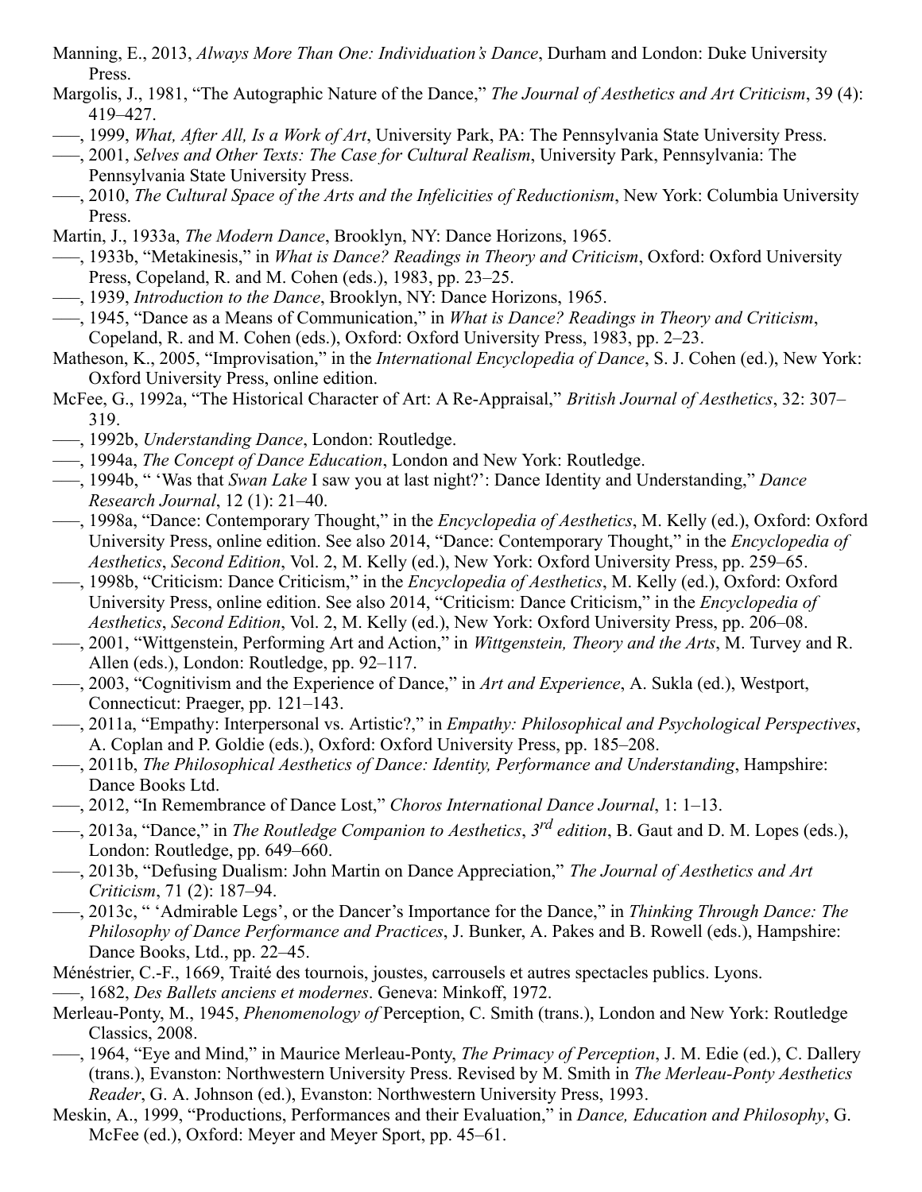Manning, E., 2013, *Always More Than One: Individuation's Dance*, Durham and London: Duke University Press.

Margolis, J., 1981, "The Autographic Nature of the Dance," *The Journal of Aesthetics and Art Criticism*, 39 (4): 419–427.

–––, 1999, *What, After All, Is a Work of Art*, University Park, PA: The Pennsylvania State University Press.

–––, 2001, *Selves and Other Texts: The Case for Cultural Realism*, University Park, Pennsylvania: The Pennsylvania State University Press.

–––, 2010, *The Cultural Space of the Arts and the Infelicities of Reductionism*, New York: Columbia University Press.

Martin, J., 1933a, *The Modern Dance*, Brooklyn, NY: Dance Horizons, 1965.

–––, 1933b, "Metakinesis," in *What is Dance? Readings in Theory and Criticism*, Oxford: Oxford University Press, Copeland, R. and M. Cohen (eds.), 1983, pp. 23–25.

–––, 1939, *Introduction to the Dance*, Brooklyn, NY: Dance Horizons, 1965.

–––, 1945, "Dance as a Means of Communication," in *What is Dance? Readings in Theory and Criticism*, Copeland, R. and M. Cohen (eds.), Oxford: Oxford University Press, 1983, pp. 2–23.

Matheson, K., 2005, "Improvisation," in the *International Encyclopedia of Dance*, S. J. Cohen (ed.), New York: Oxford University Press, online edition.

McFee, G., 1992a, "The Historical Character of Art: A Re-Appraisal," *British Journal of Aesthetics*, 32: 307–319.

–––, 1992b, *Understanding Dance*, London: Routledge.

–––, 1994a, *The Concept of Dance Education*, London and New York: Routledge.

–––, 1994b, " 'Was that *Swan Lake* I saw you at last night?': Dance Identity and Understanding," *Dance Research Journal*, 12 (1): 21–40.

–––, 1998a, "Dance: Contemporary Thought," in the *Encyclopedia of Aesthetics*, M. Kelly (ed.), Oxford: Oxford University Press, online edition. See also 2014, "Dance: Contemporary Thought," in the *Encyclopedia of Aesthetics*, *Second Edition*, Vol. 2, M. Kelly (ed.), New York: Oxford University Press, pp. 259–65.

–––, 1998b, "Criticism: Dance Criticism," in the *Encyclopedia of Aesthetics*, M. Kelly (ed.), Oxford: Oxford University Press, online edition. See also 2014, "Criticism: Dance Criticism," in the *Encyclopedia of Aesthetics*, *Second Edition*, Vol. 2, M. Kelly (ed.), New York: Oxford University Press, pp. 206–08.

–––, 2001, "Wittgenstein, Performing Art and Action," in *Wittgenstein, Theory and the Arts*, M. Turvey and R. Allen (eds.), London: Routledge, pp. 92–117.

–––, 2003, "Cognitivism and the Experience of Dance," in *Art and Experience*, A. Sukla (ed.), Westport, Connecticut: Praeger, pp. 121–143.

–––, 2011a, "Empathy: Interpersonal vs. Artistic?," in *Empathy: Philosophical and Psychological Perspectives*, A. Coplan and P. Goldie (eds.), Oxford: Oxford University Press, pp. 185–208.

–––, 2011b, *The Philosophical Aesthetics of Dance: Identity, Performance and Understanding*, Hampshire: Dance Books Ltd.

–––, 2012, "In Remembrance of Dance Lost," *Choros International Dance Journal*, 1: 1–13.

–––, 2013a, "Dance," in *The Routledge Companion to Aesthetics*, *3rd edition*, B. Gaut and D. M. Lopes (eds.), London: Routledge, pp. 649–660.

–––, 2013b, "Defusing Dualism: John Martin on Dance Appreciation," *The Journal of Aesthetics and Art Criticism*, 71 (2): 187–94.

–––, 2013c, " 'Admirable Legs', or the Dancer's Importance for the Dance," in *Thinking Through Dance: The Philosophy of Dance Performance and Practices*, J. Bunker, A. Pakes and B. Rowell (eds.), Hampshire: Dance Books, Ltd., pp. 22–45.

Ménéstrier, C.-F., 1669, Traité des tournois, joustes, carrousels et autres spectacles publics. Lyons.

–––, 1682, *Des Ballets anciens et modernes*. Geneva: Minkoff, 1972.

Merleau-Ponty, M., 1945, *Phenomenology of* Perception, C. Smith (trans.), London and New York: Routledge Classics, 2008.

–––, 1964, "Eye and Mind," in Maurice Merleau-Ponty, *The Primacy of Perception*, J. M. Edie (ed.), C. Dallery (trans.), Evanston: Northwestern University Press. Revised by M. Smith in *The Merleau-Ponty Aesthetics Reader*, G. A. Johnson (ed.), Evanston: Northwestern University Press, 1993.

Meskin, A., 1999, "Productions, Performances and their Evaluation," in *Dance, Education and Philosophy*, G. McFee (ed.), Oxford: Meyer and Meyer Sport, pp. 45–61.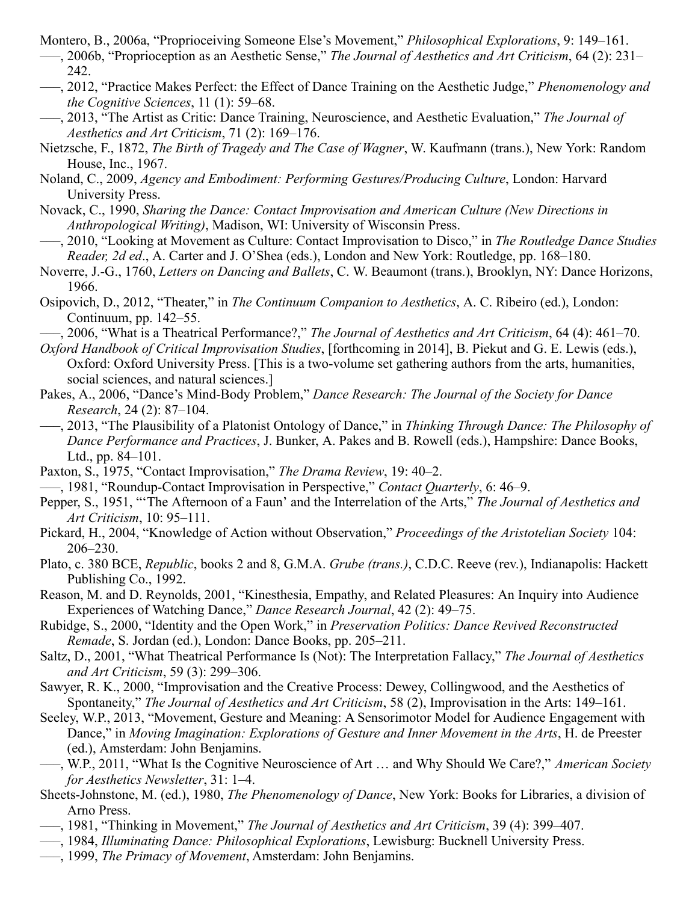Montero, B., 2006a, "Proprioceiving Someone Else's Movement," *Philosophical Explorations*, 9: 149–161.

–––, 2006b, "Proprioception as an Aesthetic Sense," *The Journal of Aesthetics and Art Criticism*, 64 (2): 231–242.

–––, 2012, "Practice Makes Perfect: the Effect of Dance Training on the Aesthetic Judge," *Phenomenology and the Cognitive Sciences*, 11 (1): 59–68.

–––, 2013, "The Artist as Critic: Dance Training, Neuroscience, and Aesthetic Evaluation," *The Journal of Aesthetics and Art Criticism*, 71 (2): 169–176.

Nietzsche, F., 1872, *The Birth of Tragedy and The Case of Wagner*, W. Kaufmann (trans.), New York: Random House, Inc., 1967.

Noland, C., 2009, *Agency and Embodiment: Performing Gestures/Producing Culture*, London: Harvard University Press.

Novack, C., 1990, *Sharing the Dance: Contact Improvisation and American Culture (New Directions in Anthropological Writing)*, Madison, WI: University of Wisconsin Press.

–––, 2010, "Looking at Movement as Culture: Contact Improvisation to Disco," in *The Routledge Dance Studies Reader, 2d ed*., A. Carter and J. O'Shea (eds.), London and New York: Routledge, pp. 168–180.

Noverre, J.-G., 1760, *Letters on Dancing and Ballets*, C. W. Beaumont (trans.), Brooklyn, NY: Dance Horizons, 1966.

Osipovich, D., 2012, "Theater," in *The Continuum Companion to Aesthetics*, A. C. Ribeiro (ed.), London: Continuum, pp. 142–55.

–––, 2006, "What is a Theatrical Performance?," *The Journal of Aesthetics and Art Criticism*, 64 (4): 461–70.

*Oxford Handbook of Critical Improvisation Studies*, [forthcoming in 2014], B. Piekut and G. E. Lewis (eds.), Oxford: Oxford University Press. [This is a two-volume set gathering authors from the arts, humanities, social sciences, and natural sciences.]

Pakes, A., 2006, "Dance's Mind-Body Problem," *Dance Research: The Journal of the Society for Dance Research*, 24 (2): 87–104.

–––, 2013, "The Plausibility of a Platonist Ontology of Dance," in *Thinking Through Dance: The Philosophy of Dance Performance and Practices*, J. Bunker, A. Pakes and B. Rowell (eds.), Hampshire: Dance Books, Ltd., pp. 84–101.

Paxton, S., 1975, "Contact Improvisation," *The Drama Review*, 19: 40–2.

–––, 1981, "Roundup-Contact Improvisation in Perspective," *Contact Quarterly*, 6: 46–9.

Pepper, S., 1951, "'The Afternoon of a Faun' and the Interrelation of the Arts," *The Journal of Aesthetics and Art Criticism*, 10: 95–111.

Pickard, H., 2004, "Knowledge of Action without Observation," *Proceedings of the Aristotelian Society* 104: 206–230.

Plato, c. 380 BCE, *Republic*, books 2 and 8, G.M.A. *Grube (trans.)*, C.D.C. Reeve (rev.), Indianapolis: Hackett Publishing Co., 1992.

Reason, M. and D. Reynolds, 2001, "Kinesthesia, Empathy, and Related Pleasures: An Inquiry into Audience Experiences of Watching Dance," *Dance Research Journal*, 42 (2): 49–75.

Rubidge, S., 2000, "Identity and the Open Work," in *Preservation Politics: Dance Revived Reconstructed Remade*, S. Jordan (ed.), London: Dance Books, pp. 205–211.

Saltz, D., 2001, "What Theatrical Performance Is (Not): The Interpretation Fallacy," *The Journal of Aesthetics and Art Criticism*, 59 (3): 299–306.

Sawyer, R. K., 2000, "Improvisation and the Creative Process: Dewey, Collingwood, and the Aesthetics of Spontaneity," *The Journal of Aesthetics and Art Criticism*, 58 (2), Improvisation in the Arts: 149–161.

Seeley, W.P., 2013, "Movement, Gesture and Meaning: A Sensorimotor Model for Audience Engagement with Dance," in *Moving Imagination: Explorations of Gesture and Inner Movement in the Arts*, H. de Preester (ed.), Amsterdam: John Benjamins.

–––, W.P., 2011, "What Is the Cognitive Neuroscience of Art … and Why Should We Care?," *American Society for Aesthetics Newsletter*, 31: 1–4.

Sheets-Johnstone, M. (ed.), 1980, *The Phenomenology of Dance*, New York: Books for Libraries, a division of Arno Press.

–––, 1981, "Thinking in Movement," *The Journal of Aesthetics and Art Criticism*, 39 (4): 399–407.

–––, 1984, *Illuminating Dance: Philosophical Explorations*, Lewisburg: Bucknell University Press.

–––, 1999, *The Primacy of Movement*, Amsterdam: John Benjamins.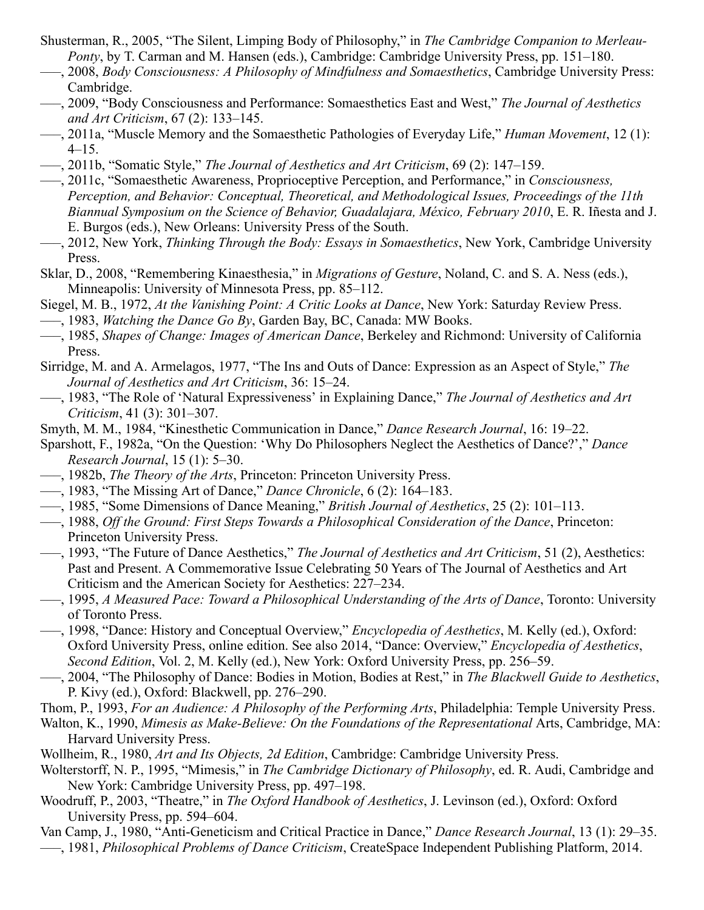Shusterman, R., 2005, "The Silent, Limping Body of Philosophy," in *The Cambridge Companion to Merleau-Ponty*, by T. Carman and M. Hansen (eds.), Cambridge: Cambridge University Press, pp. 151–180.

–––, 2008, *Body Consciousness: A Philosophy of Mindfulness and Somaesthetics*, Cambridge University Press: Cambridge.

–––, 2009, "Body Consciousness and Performance: Somaesthetics East and West," *The Journal of Aesthetics and Art Criticism*, 67 (2): 133–145.

–––, 2011a, "Muscle Memory and the Somaesthetic Pathologies of Everyday Life," *Human Movement*, 12 (1): 4–15.

–––, 2011b, "Somatic Style," *The Journal of Aesthetics and Art Criticism*, 69 (2): 147–159.

–––, 2011c, "Somaesthetic Awareness, Proprioceptive Perception, and Performance," in *Consciousness, Perception, and Behavior: Conceptual, Theoretical, and Methodological Issues, Proceedings of the 11th Biannual Symposium on the Science of Behavior, Guadalajara, México, February 2010*, E. R. Iñesta and J. E. Burgos (eds.), New Orleans: University Press of the South.

–––, 2012, New York, *Thinking Through the Body: Essays in Somaesthetics*, New York, Cambridge University Press.

Sklar, D., 2008, "Remembering Kinaesthesia," in *Migrations of Gesture*, Noland, C. and S. A. Ness (eds.), Minneapolis: University of Minnesota Press, pp. 85–112.

Siegel, M. B., 1972, *At the Vanishing Point: A Critic Looks at Dance*, New York: Saturday Review Press.

–––, 1983, *Watching the Dance Go By*, Garden Bay, BC, Canada: MW Books.

–––, 1985, *Shapes of Change: Images of American Dance*, Berkeley and Richmond: University of California Press.

Sirridge, M. and A. Armelagos, 1977, "The Ins and Outs of Dance: Expression as an Aspect of Style," *The Journal of Aesthetics and Art Criticism*, 36: 15–24.

–––, 1983, "The Role of 'Natural Expressiveness' in Explaining Dance," *The Journal of Aesthetics and Art Criticism*, 41 (3): 301–307.

Smyth, M. M., 1984, "Kinesthetic Communication in Dance," *Dance Research Journal*, 16: 19–22.

Sparshott, F., 1982a, "On the Question: 'Why Do Philosophers Neglect the Aesthetics of Dance?'," *Dance Research Journal*, 15 (1): 5–30.

–––, 1982b, *The Theory of the Arts*, Princeton: Princeton University Press.

–––, 1983, "The Missing Art of Dance," *Dance Chronicle*, 6 (2): 164–183.

–––, 1985, "Some Dimensions of Dance Meaning," *British Journal of Aesthetics*, 25 (2): 101–113.

–––, 1988, *Off the Ground: First Steps Towards a Philosophical Consideration of the Dance*, Princeton: Princeton University Press.

–––, 1993, "The Future of Dance Aesthetics," *The Journal of Aesthetics and Art Criticism*, 51 (2), Aesthetics: Past and Present. A Commemorative Issue Celebrating 50 Years of The Journal of Aesthetics and Art Criticism and the American Society for Aesthetics: 227–234.

–––, 1995, *A Measured Pace: Toward a Philosophical Understanding of the Arts of Dance*, Toronto: University of Toronto Press.

–––, 1998, "Dance: History and Conceptual Overview," *Encyclopedia of Aesthetics*, M. Kelly (ed.), Oxford: Oxford University Press, online edition. See also 2014, "Dance: Overview," *Encyclopedia of Aesthetics, Second Edition*, Vol. 2, M. Kelly (ed.), New York: Oxford University Press, pp. 256–59.

–––, 2004, "The Philosophy of Dance: Bodies in Motion, Bodies at Rest," in *The Blackwell Guide to Aesthetics*, P. Kivy (ed.), Oxford: Blackwell, pp. 276–290.

Thom, P., 1993, *For an Audience: A Philosophy of the Performing Arts*, Philadelphia: Temple University Press.

Walton, K., 1990, *Mimesis as Make-Believe: On the Foundations of the Representational* Arts, Cambridge, MA: Harvard University Press.

Wollheim, R., 1980, *Art and Its Objects, 2d Edition*, Cambridge: Cambridge University Press.

Wolterstorff, N. P., 1995, "Mimesis," in *The Cambridge Dictionary of Philosophy*, ed. R. Audi, Cambridge and New York: Cambridge University Press, pp. 497–198.

Woodruff, P., 2003, "Theatre," in *The Oxford Handbook of Aesthetics*, J. Levinson (ed.), Oxford: Oxford University Press, pp. 594–604.

Van Camp, J., 1980, "Anti-Geneticism and Critical Practice in Dance," *Dance Research Journal*, 13 (1): 29–35.

–––, 1981, *Philosophical Problems of Dance Criticism*, CreateSpace Independent Publishing Platform, 2014.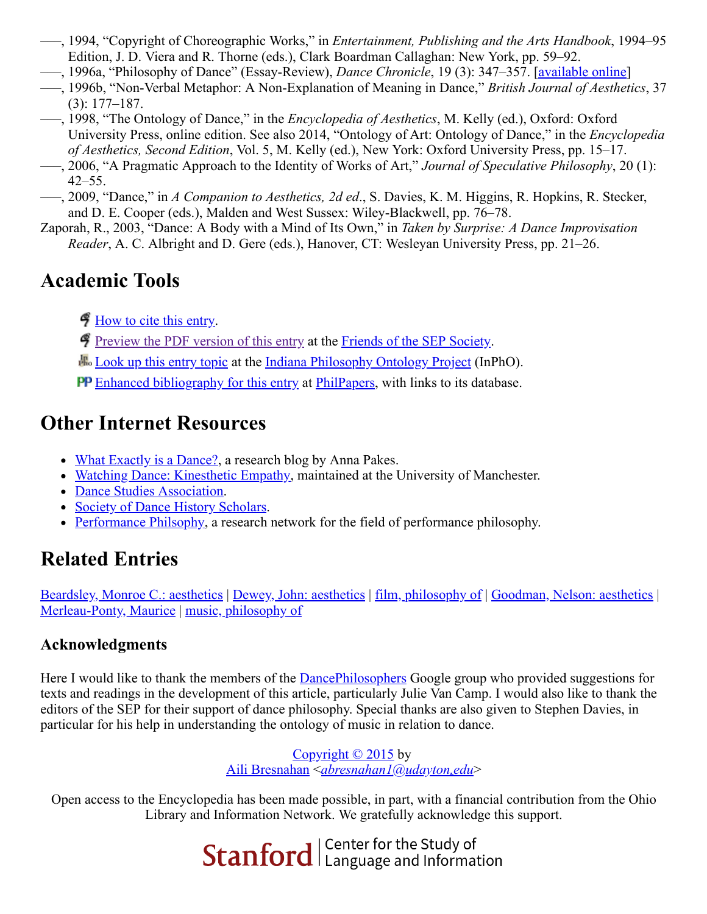–––, 1994, “Copyright of Choreographic Works,” in *Entertainment, Publishing and the Arts Handbook*, 1994–95 Edition, J. D. Viera and R. Thorne (eds.), Clark Boardman Callaghan: New York, pp. 59–92.

–––, 1996a, “Philosophy of Dance” (Essay-Review), *Dance Chronicle*, 19 (3): 347–357. [available online]

–––, 1996b, “Non-Verbal Metaphor: A Non-Explanation of Meaning in Dance,” *British Journal of Aesthetics*, 37 (3): 177–187.

–––, 1998, “The Ontology of Dance,” in the *Encyclopedia of Aesthetics*, M. Kelly (ed.), Oxford: Oxford University Press, online edition. See also 2014, “Ontology of Art: Ontology of Dance,” in the *Encyclopedia of Aesthetics, Second Edition*, Vol. 5, M. Kelly (ed.), New York: Oxford University Press, pp. 15–17.

–––, 2006, “A Pragmatic Approach to the Identity of Works of Art,” *Journal of Speculative Philosophy*, 20 (1): 42–55.

–––, 2009, “Dance,” in *A Companion to Aesthetics, 2d ed*., S. Davies, K. M. Higgins, R. Hopkins, R. Stecker, and D. E. Cooper (eds.), Malden and West Sussex: Wiley-Blackwell, pp. 76–78.

Zaporah, R., 2003, “Dance: A Body with a Mind of Its Own,” in *Taken by Surprise: A Dance Improvisation Reader*, A. C. Albright and D. Gere (eds.), Hanover, CT: Wesleyan University Press, pp. 21–26.

## Academic Tools

- How to cite this entry.
- Preview the PDF version of this entry at the Friends of the SEP Society.
- Look up this entry topic at the Indiana Philosophy Ontology Project (InPhO).
- Enhanced bibliography for this entry at PhilPapers, with links to its database.

## Other Internet Resources

- What Exactly is a Dance?, a research blog by Anna Pakes.
- Watching Dance: Kinesthetic Empathy, maintained at the University of Manchester.
- Dance Studies Association.
- Society of Dance History Scholars.
- Performance Philsophy, a research network for the field of performance philosophy.

## Related Entries

Beardsley, Monroe C.: aesthetics | Dewey, John: aesthetics | film, philosophy of | Goodman, Nelson: aesthetics | Merleau-Ponty, Maurice | music, philosophy of

### Acknowledgments

Here I would like to thank the members of the DancePhilosophers Google group who provided suggestions for texts and readings in the development of this article, particularly Julie Van Camp. I would also like to thank the editors of the SEP for their support of dance philosophy. Special thanks are also given to Stephen Davies, in particular for his help in understanding the ontology of music in relation to dance.

Copyright © 2015 by
Aili Bresnahan <*abresnahan1@udayton.edu*>

Open access to the Encyclopedia has been made possible, in part, with a financial contribution from the Ohio Library and Information Network. We gratefully acknowledge this support.

Stanford | Center for the Study of Language and Information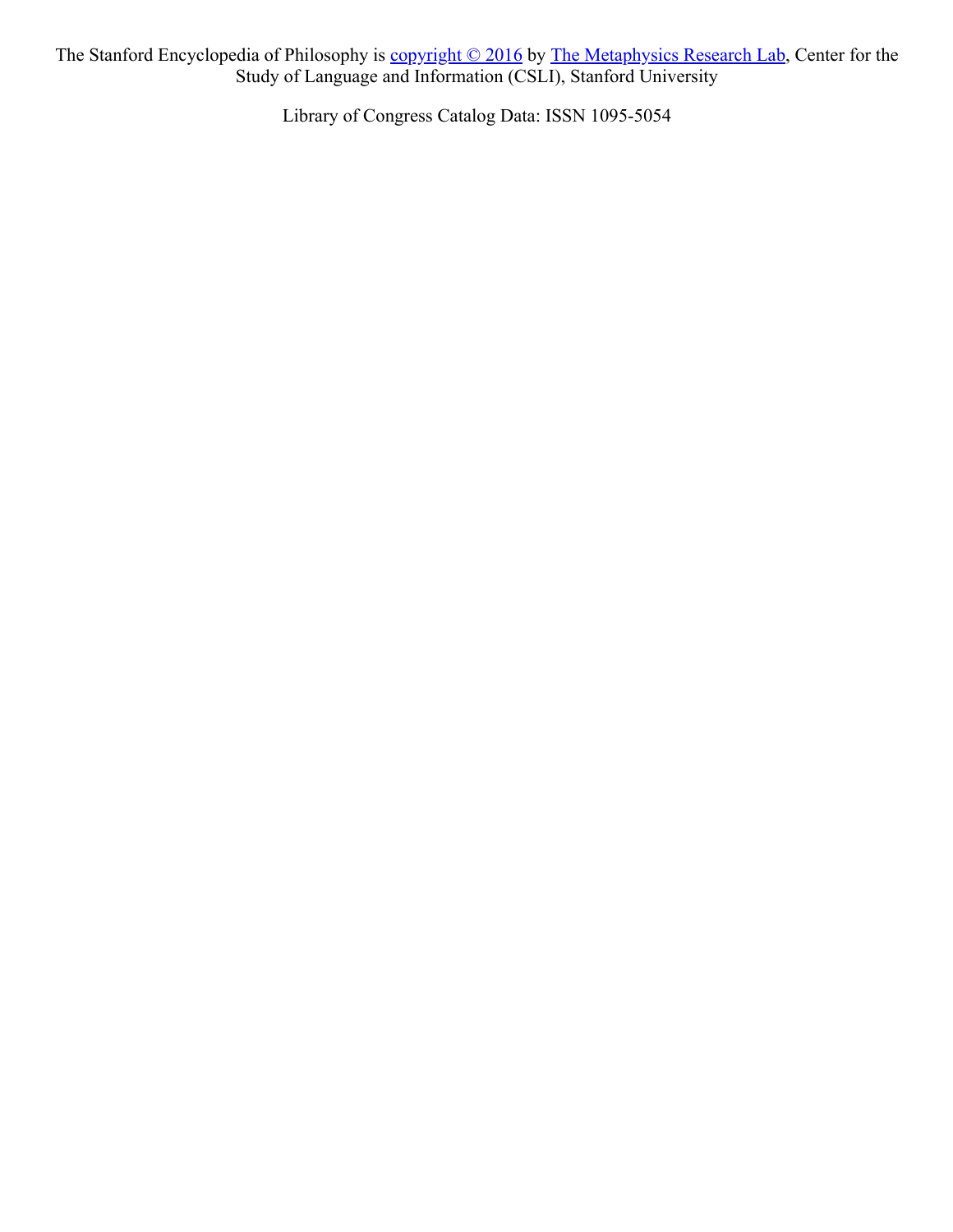The Stanford Encyclopedia of Philosophy is [copyright © 2016](https://plato.stanford.edu/info.html#c) by [The Metaphysics Research Lab](https://mally.stanford.edu/), Center for the Study of Language and Information (CSLI), Stanford University

Library of Congress Catalog Data: ISSN 1095-5054